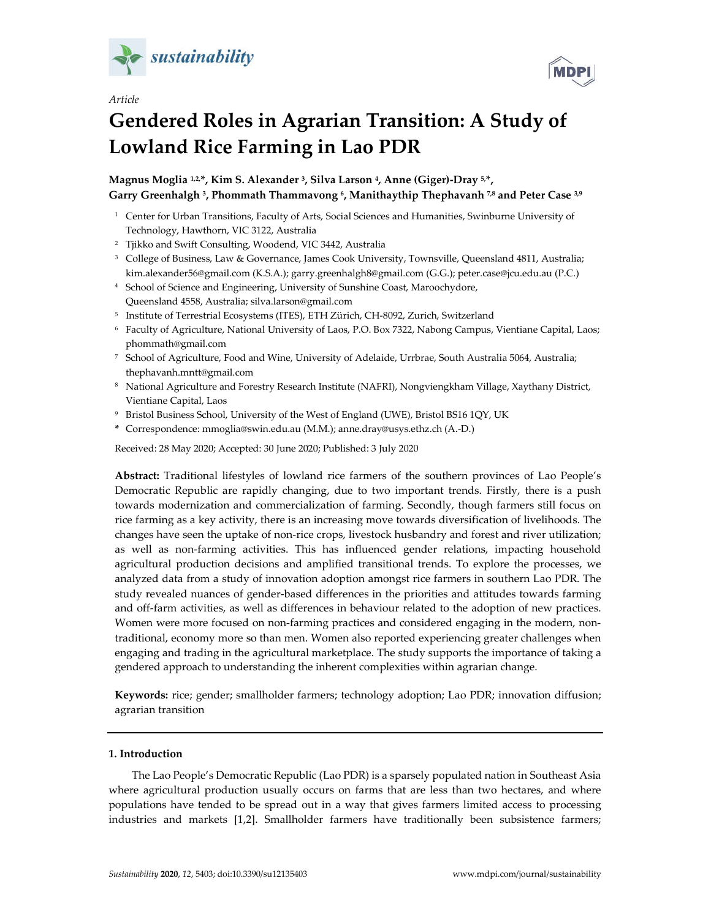*Article*

# Gendered Roles in Agrarian Transition: A Study of Lowland Rice Farming in Lao PDR

**Magnus Moglia [1,2,*], Kim S. Alexander [3], Silva Larson [4], Anne (Giger)-Dray [5,*], Garry Greenhalgh [3], Phommath Thammavong [6], Manithaythip Thephavanh [7,8] and Peter Case [3,9]**

[1] Center for Urban Transitions, Faculty of Arts, Social Sciences and Humanities, Swinburne University of Technology, Hawthorn, VIC 3122, Australia
[2] Tjikko and Swift Consulting, Woodend, VIC 3442, Australia
[3] College of Business, Law & Governance, James Cook University, Townsville, Queensland 4811, Australia; kim.alexander56@gmail.com (K.S.A.); garry.greenhalgh8@gmail.com (G.G.); peter.case@jcu.edu.au (P.C.)
[4] School of Science and Engineering, University of Sunshine Coast, Maroochydore, Queensland 4558, Australia; silva.larson@gmail.com
[5] Institute of Terrestrial Ecosystems (ITES), ETH Zürich, CH-8092, Zurich, Switzerland
[6] Faculty of Agriculture, National University of Laos, P.O. Box 7322, Nabong Campus, Vientiane Capital, Laos; phommath@gmail.com
[7] School of Agriculture, Food and Wine, University of Adelaide, Urrbrae, South Australia 5064, Australia; thephavanh.mntt@gmail.com
[8] National Agriculture and Forestry Research Institute (NAFRI), Nongviengkham Village, Xaythany District, Vientiane Capital, Laos
[9] Bristol Business School, University of the West of England (UWE), Bristol BS16 1QY, UK
* Correspondence: mmoglia@swin.edu.au (M.M.); anne.dray@usys.ethz.ch (A.-D.)

Received: 28 May 2020; Accepted: 30 June 2020; Published: 3 July 2020

**Abstract:** Traditional lifestyles of lowland rice farmers of the southern provinces of Lao People's Democratic Republic are rapidly changing, due to two important trends. Firstly, there is a push towards modernization and commercialization of farming. Secondly, though farmers still focus on rice farming as a key activity, there is an increasing move towards diversification of livelihoods. The changes have seen the uptake of non-rice crops, livestock husbandry and forest and river utilization; as well as non-farming activities. This has influenced gender relations, impacting household agricultural production decisions and amplified transitional trends. To explore the processes, we analyzed data from a study of innovation adoption amongst rice farmers in southern Lao PDR. The study revealed nuances of gender-based differences in the priorities and attitudes towards farming and off-farm activities, as well as differences in behaviour related to the adoption of new practices. Women were more focused on non-farming practices and considered engaging in the modern, non-traditional, economy more so than men. Women also reported experiencing greater challenges when engaging and trading in the agricultural marketplace. The study supports the importance of taking a gendered approach to understanding the inherent complexities within agrarian change.

**Keywords:** rice; gender; smallholder farmers; technology adoption; Lao PDR; innovation diffusion; agrarian transition

## 1. Introduction

The Lao People's Democratic Republic (Lao PDR) is a sparsely populated nation in Southeast Asia where agricultural production usually occurs on farms that are less than two hectares, and where populations have tended to be spread out in a way that gives farmers limited access to processing industries and markets [1,2]. Smallholder farmers have traditionally been subsistence farmers;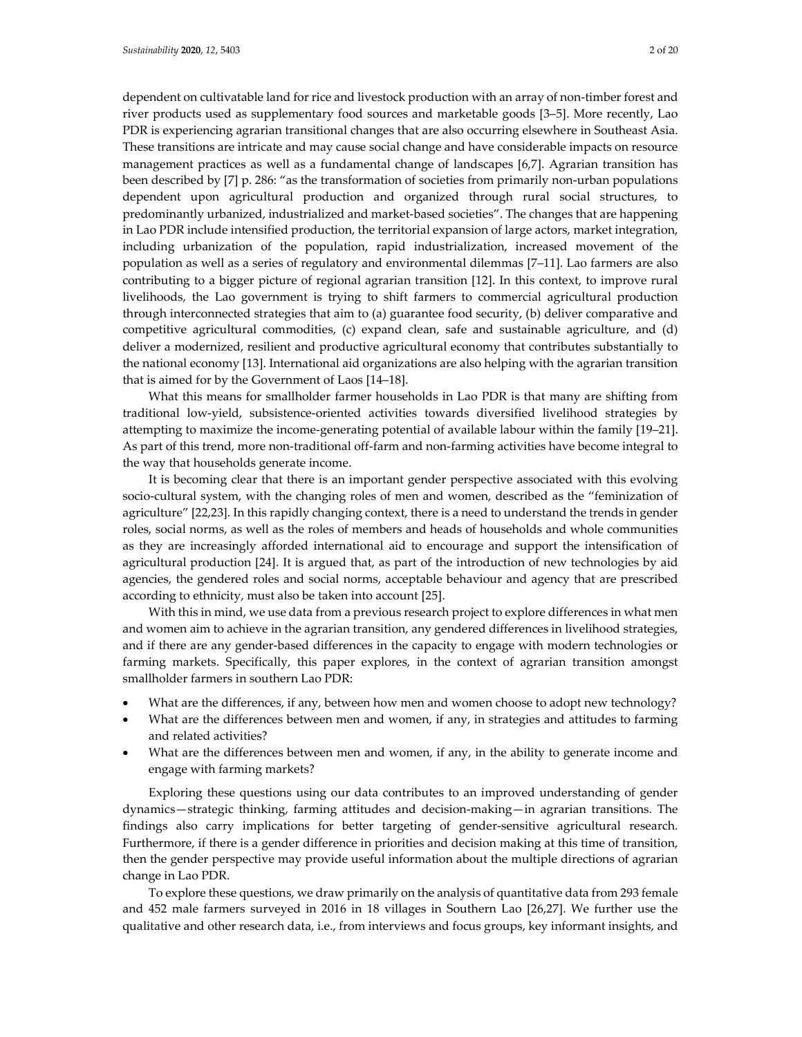dependent on cultivatable land for rice and livestock production with an array of non-timber forest and river products used as supplementary food sources and marketable goods [3–5]. More recently, Lao PDR is experiencing agrarian transitional changes that are also occurring elsewhere in Southeast Asia. These transitions are intricate and may cause social change and have considerable impacts on resource management practices as well as a fundamental change of landscapes [6,7]. Agrarian transition has been described by [7] p. 286: "as the transformation of societies from primarily non-urban populations dependent upon agricultural production and organized through rural social structures, to predominantly urbanized, industrialized and market-based societies". The changes that are happening in Lao PDR include intensified production, the territorial expansion of large actors, market integration, including urbanization of the population, rapid industrialization, increased movement of the population as well as a series of regulatory and environmental dilemmas [7–11]. Lao farmers are also contributing to a bigger picture of regional agrarian transition [12]. In this context, to improve rural livelihoods, the Lao government is trying to shift farmers to commercial agricultural production through interconnected strategies that aim to (a) guarantee food security, (b) deliver comparative and competitive agricultural commodities, (c) expand clean, safe and sustainable agriculture, and (d) deliver a modernized, resilient and productive agricultural economy that contributes substantially to the national economy [13]. International aid organizations are also helping with the agrarian transition that is aimed for by the Government of Laos [14–18].

What this means for smallholder farmer households in Lao PDR is that many are shifting from traditional low-yield, subsistence-oriented activities towards diversified livelihood strategies by attempting to maximize the income-generating potential of available labour within the family [19–21]. As part of this trend, more non-traditional off-farm and non-farming activities have become integral to the way that households generate income.

It is becoming clear that there is an important gender perspective associated with this evolving socio-cultural system, with the changing roles of men and women, described as the "feminization of agriculture" [22,23]. In this rapidly changing context, there is a need to understand the trends in gender roles, social norms, as well as the roles of members and heads of households and whole communities as they are increasingly afforded international aid to encourage and support the intensification of agricultural production [24]. It is argued that, as part of the introduction of new technologies by aid agencies, the gendered roles and social norms, acceptable behaviour and agency that are prescribed according to ethnicity, must also be taken into account [25].

With this in mind, we use data from a previous research project to explore differences in what men and women aim to achieve in the agrarian transition, any gendered differences in livelihood strategies, and if there are any gender-based differences in the capacity to engage with modern technologies or farming markets. Specifically, this paper explores, in the context of agrarian transition amongst smallholder farmers in southern Lao PDR:

- What are the differences, if any, between how men and women choose to adopt new technology?
- What are the differences between men and women, if any, in strategies and attitudes to farming and related activities?
- What are the differences between men and women, if any, in the ability to generate income and engage with farming markets?

Exploring these questions using our data contributes to an improved understanding of gender dynamics—strategic thinking, farming attitudes and decision-making—in agrarian transitions. The findings also carry implications for better targeting of gender-sensitive agricultural research. Furthermore, if there is a gender difference in priorities and decision making at this time of transition, then the gender perspective may provide useful information about the multiple directions of agrarian change in Lao PDR.

To explore these questions, we draw primarily on the analysis of quantitative data from 293 female and 452 male farmers surveyed in 2016 in 18 villages in Southern Lao [26,27]. We further use the qualitative and other research data, i.e., from interviews and focus groups, key informant insights, and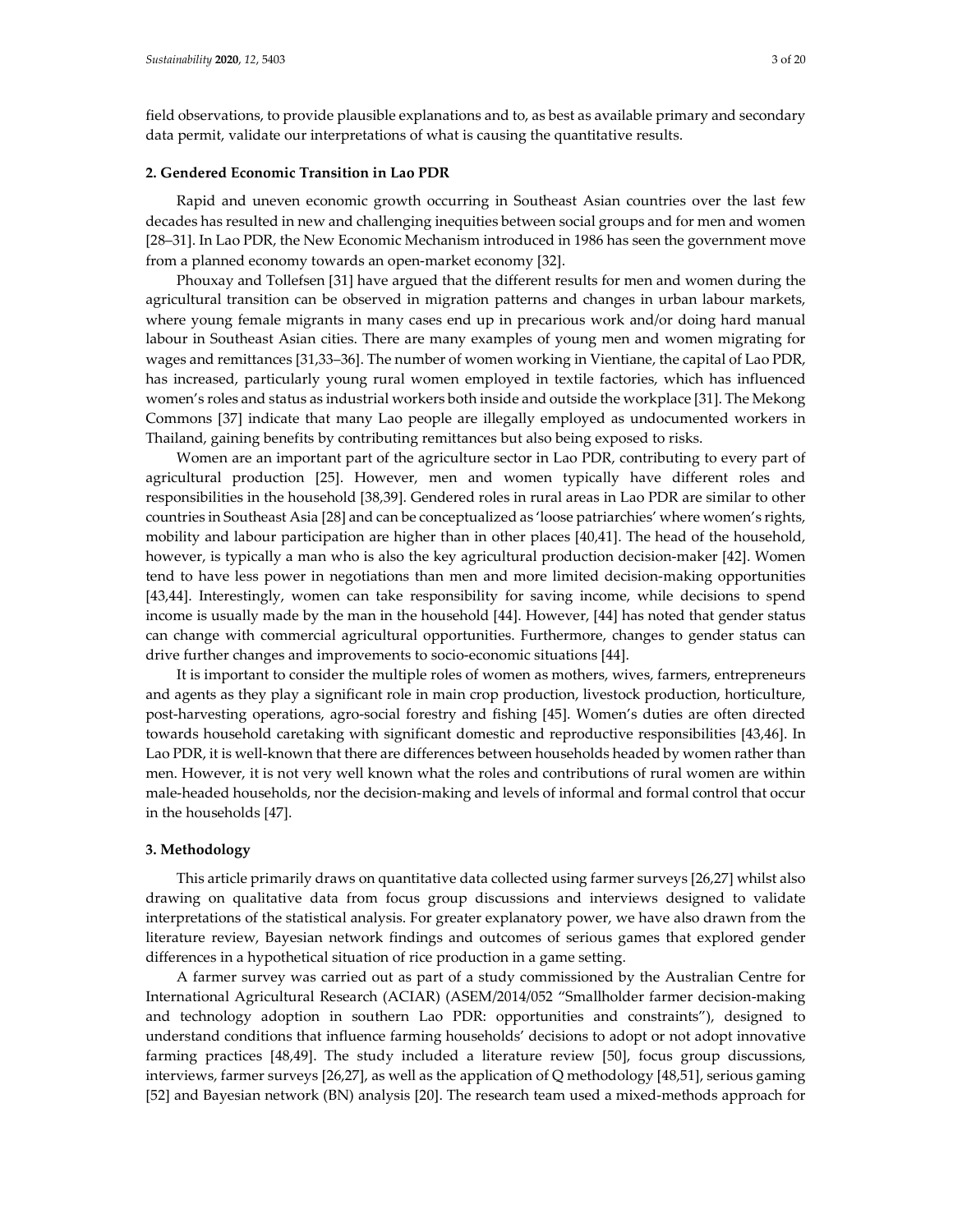field observations, to provide plausible explanations and to, as best as available primary and secondary data permit, validate our interpretations of what is causing the quantitative results.

## 2. Gendered Economic Transition in Lao PDR

Rapid and uneven economic growth occurring in Southeast Asian countries over the last few decades has resulted in new and challenging inequities between social groups and for men and women [28–31]. In Lao PDR, the New Economic Mechanism introduced in 1986 has seen the government move from a planned economy towards an open-market economy [32].

Phouxay and Tollefsen [31] have argued that the different results for men and women during the agricultural transition can be observed in migration patterns and changes in urban labour markets, where young female migrants in many cases end up in precarious work and/or doing hard manual labour in Southeast Asian cities. There are many examples of young men and women migrating for wages and remittances [31,33–36]. The number of women working in Vientiane, the capital of Lao PDR, has increased, particularly young rural women employed in textile factories, which has influenced women's roles and status as industrial workers both inside and outside the workplace [31]. The Mekong Commons [37] indicate that many Lao people are illegally employed as undocumented workers in Thailand, gaining benefits by contributing remittances but also being exposed to risks.

Women are an important part of the agriculture sector in Lao PDR, contributing to every part of agricultural production [25]. However, men and women typically have different roles and responsibilities in the household [38,39]. Gendered roles in rural areas in Lao PDR are similar to other countries in Southeast Asia [28] and can be conceptualized as 'loose patriarchies' where women's rights, mobility and labour participation are higher than in other places [40,41]. The head of the household, however, is typically a man who is also the key agricultural production decision-maker [42]. Women tend to have less power in negotiations than men and more limited decision-making opportunities [43,44]. Interestingly, women can take responsibility for saving income, while decisions to spend income is usually made by the man in the household [44]. However, [44] has noted that gender status can change with commercial agricultural opportunities. Furthermore, changes to gender status can drive further changes and improvements to socio-economic situations [44].

It is important to consider the multiple roles of women as mothers, wives, farmers, entrepreneurs and agents as they play a significant role in main crop production, livestock production, horticulture, post-harvesting operations, agro-social forestry and fishing [45]. Women's duties are often directed towards household caretaking with significant domestic and reproductive responsibilities [43,46]. In Lao PDR, it is well-known that there are differences between households headed by women rather than men. However, it is not very well known what the roles and contributions of rural women are within male-headed households, nor the decision-making and levels of informal and formal control that occur in the households [47].

## 3. Methodology

This article primarily draws on quantitative data collected using farmer surveys [26,27] whilst also drawing on qualitative data from focus group discussions and interviews designed to validate interpretations of the statistical analysis. For greater explanatory power, we have also drawn from the literature review, Bayesian network findings and outcomes of serious games that explored gender differences in a hypothetical situation of rice production in a game setting.

A farmer survey was carried out as part of a study commissioned by the Australian Centre for International Agricultural Research (ACIAR) (ASEM/2014/052 "Smallholder farmer decision-making and technology adoption in southern Lao PDR: opportunities and constraints"), designed to understand conditions that influence farming households' decisions to adopt or not adopt innovative farming practices [48,49]. The study included a literature review [50], focus group discussions, interviews, farmer surveys [26,27], as well as the application of Q methodology [48,51], serious gaming [52] and Bayesian network (BN) analysis [20]. The research team used a mixed-methods approach for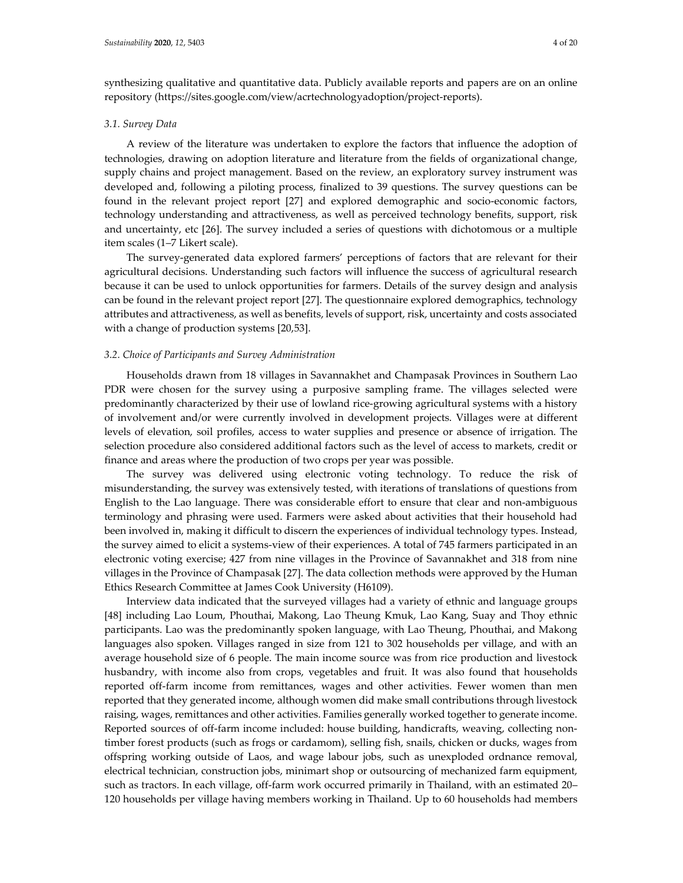synthesizing qualitative and quantitative data. Publicly available reports and papers are on an online repository (https://sites.google.com/view/acrtechnologyadoption/project-reports).

### 3.1. Survey Data

A review of the literature was undertaken to explore the factors that influence the adoption of technologies, drawing on adoption literature and literature from the fields of organizational change, supply chains and project management. Based on the review, an exploratory survey instrument was developed and, following a piloting process, finalized to 39 questions. The survey questions can be found in the relevant project report [27] and explored demographic and socio-economic factors, technology understanding and attractiveness, as well as perceived technology benefits, support, risk and uncertainty, etc [26]. The survey included a series of questions with dichotomous or a multiple item scales (1–7 Likert scale).

The survey-generated data explored farmers' perceptions of factors that are relevant for their agricultural decisions. Understanding such factors will influence the success of agricultural research because it can be used to unlock opportunities for farmers. Details of the survey design and analysis can be found in the relevant project report [27]. The questionnaire explored demographics, technology attributes and attractiveness, as well as benefits, levels of support, risk, uncertainty and costs associated with a change of production systems [20,53].

### 3.2. Choice of Participants and Survey Administration

Households drawn from 18 villages in Savannakhet and Champasak Provinces in Southern Lao PDR were chosen for the survey using a purposive sampling frame. The villages selected were predominantly characterized by their use of lowland rice-growing agricultural systems with a history of involvement and/or were currently involved in development projects. Villages were at different levels of elevation, soil profiles, access to water supplies and presence or absence of irrigation. The selection procedure also considered additional factors such as the level of access to markets, credit or finance and areas where the production of two crops per year was possible.

The survey was delivered using electronic voting technology. To reduce the risk of misunderstanding, the survey was extensively tested, with iterations of translations of questions from English to the Lao language. There was considerable effort to ensure that clear and non-ambiguous terminology and phrasing were used. Farmers were asked about activities that their household had been involved in, making it difficult to discern the experiences of individual technology types. Instead, the survey aimed to elicit a systems-view of their experiences. A total of 745 farmers participated in an electronic voting exercise; 427 from nine villages in the Province of Savannakhet and 318 from nine villages in the Province of Champasak [27]. The data collection methods were approved by the Human Ethics Research Committee at James Cook University (H6109).

Interview data indicated that the surveyed villages had a variety of ethnic and language groups [48] including Lao Loum, Phouthai, Makong, Lao Theung Kmuk, Lao Kang, Suay and Thoy ethnic participants. Lao was the predominantly spoken language, with Lao Theung, Phouthai, and Makong languages also spoken. Villages ranged in size from 121 to 302 households per village, and with an average household size of 6 people. The main income source was from rice production and livestock husbandry, with income also from crops, vegetables and fruit. It was also found that households reported off-farm income from remittances, wages and other activities. Fewer women than men reported that they generated income, although women did make small contributions through livestock raising, wages, remittances and other activities. Families generally worked together to generate income. Reported sources of off-farm income included: house building, handicrafts, weaving, collecting non-timber forest products (such as frogs or cardamom), selling fish, snails, chicken or ducks, wages from offspring working outside of Laos, and wage labour jobs, such as unexploded ordnance removal, electrical technician, construction jobs, minimart shop or outsourcing of mechanized farm equipment, such as tractors. In each village, off-farm work occurred primarily in Thailand, with an estimated 20–120 households per village having members working in Thailand. Up to 60 households had members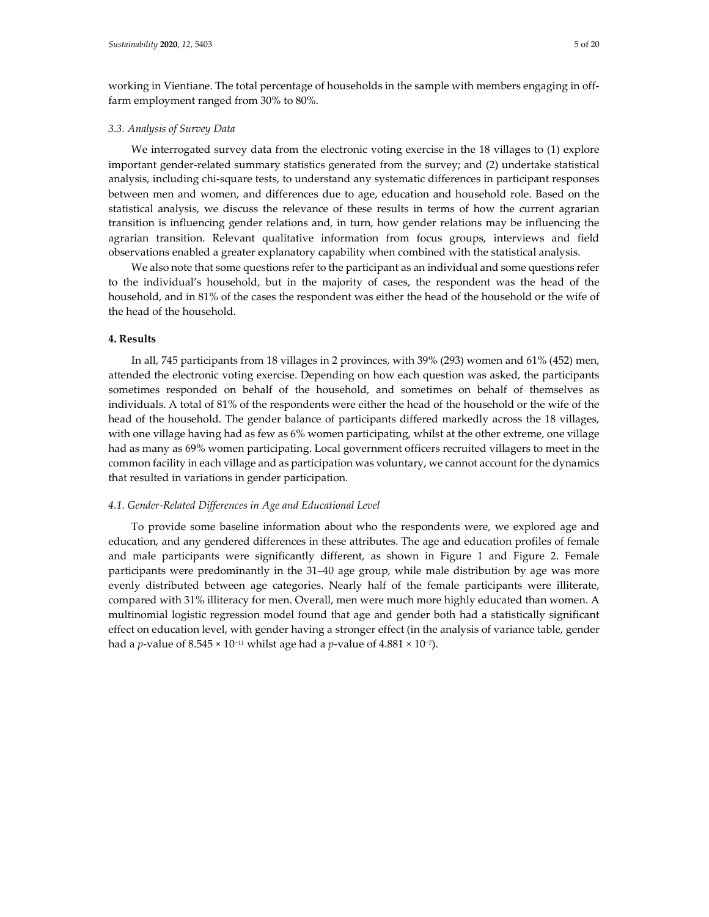working in Vientiane. The total percentage of households in the sample with members engaging in off-farm employment ranged from 30% to 80%.

### 3.3. Analysis of Survey Data

We interrogated survey data from the electronic voting exercise in the 18 villages to (1) explore important gender-related summary statistics generated from the survey; and (2) undertake statistical analysis, including chi-square tests, to understand any systematic differences in participant responses between men and women, and differences due to age, education and household role. Based on the statistical analysis, we discuss the relevance of these results in terms of how the current agrarian transition is influencing gender relations and, in turn, how gender relations may be influencing the agrarian transition. Relevant qualitative information from focus groups, interviews and field observations enabled a greater explanatory capability when combined with the statistical analysis.

We also note that some questions refer to the participant as an individual and some questions refer to the individual's household, but in the majority of cases, the respondent was the head of the household, and in 81% of the cases the respondent was either the head of the household or the wife of the head of the household.

## 4. Results

In all, 745 participants from 18 villages in 2 provinces, with 39% (293) women and 61% (452) men, attended the electronic voting exercise. Depending on how each question was asked, the participants sometimes responded on behalf of the household, and sometimes on behalf of themselves as individuals. A total of 81% of the respondents were either the head of the household or the wife of the head of the household. The gender balance of participants differed markedly across the 18 villages, with one village having had as few as 6% women participating, whilst at the other extreme, one village had as many as 69% women participating. Local government officers recruited villagers to meet in the common facility in each village and as participation was voluntary, we cannot account for the dynamics that resulted in variations in gender participation.

### 4.1. Gender-Related Differences in Age and Educational Level

To provide some baseline information about who the respondents were, we explored age and education, and any gendered differences in these attributes. The age and education profiles of female and male participants were significantly different, as shown in Figure 1 and Figure 2. Female participants were predominantly in the 31–40 age group, while male distribution by age was more evenly distributed between age categories. Nearly half of the female participants were illiterate, compared with 31% illiteracy for men. Overall, men were much more highly educated than women. A multinomial logistic regression model found that age and gender both had a statistically significant effect on education level, with gender having a stronger effect (in the analysis of variance table, gender had a $p$-value of $8.545 \times 10^{-11}$ whilst age had a $p$-value of $4.881 \times 10^{-7}$).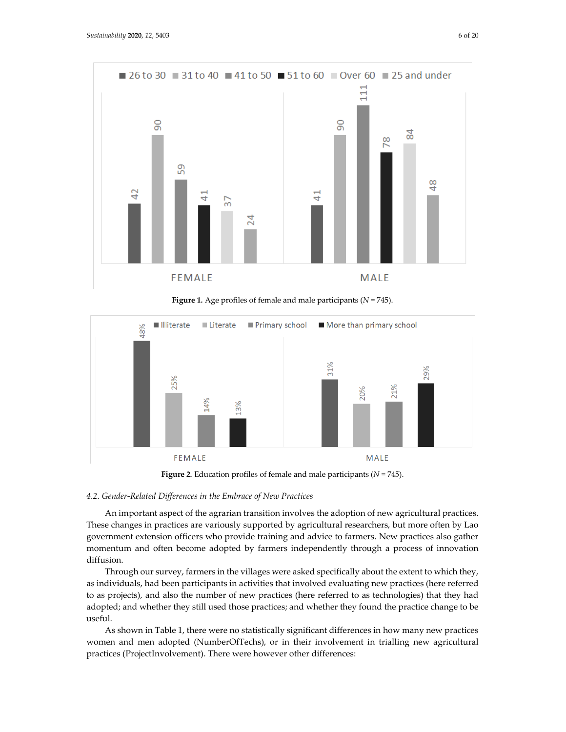Figure 1. Age profiles of female and male participants ($N = 745$).

Figure 2. Education profiles of female and male participants ($N = 745$).

### 4.2. Gender-Related Differences in the Embrace of New Practices

An important aspect of the agrarian transition involves the adoption of new agricultural practices. These changes in practices are variously supported by agricultural researchers, but more often by Lao government extension officers who provide training and advice to farmers. New practices also gather momentum and often become adopted by farmers independently through a process of innovation diffusion.

Through our survey, farmers in the villages were asked specifically about the extent to which they, as individuals, had been participants in activities that involved evaluating new practices (here referred to as projects), and also the number of new practices (here referred to as technologies) that they had adopted; and whether they still used those practices; and whether they found the practice change to be useful.

As shown in Table 1, there were no statistically significant differences in how many new practices women and men adopted (NumberOfTechs), or in their involvement in trialling new agricultural practices (ProjectInvolvement). There were however other differences: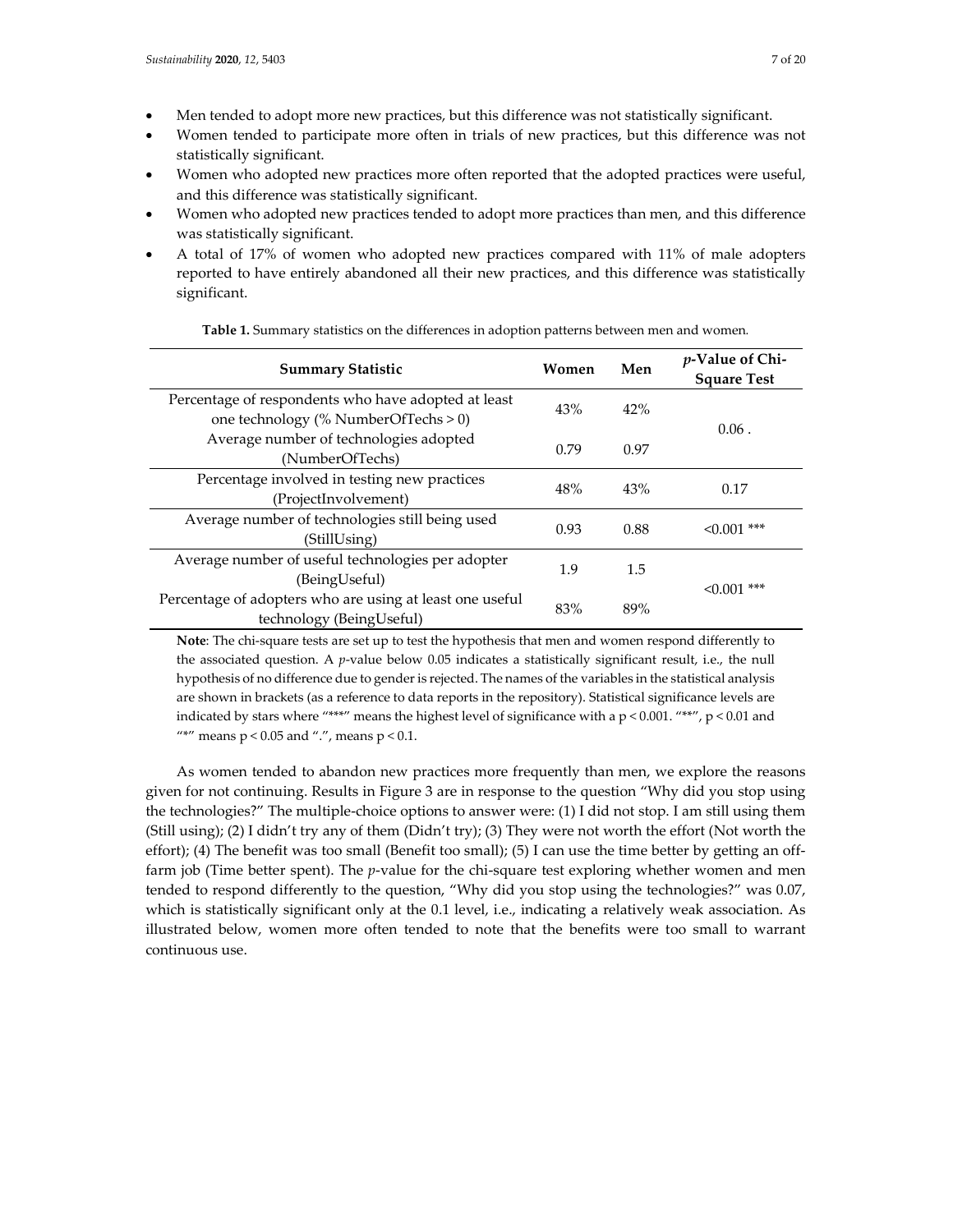- Men tended to adopt more new practices, but this difference was not statistically significant.
- Women tended to participate more often in trials of new practices, but this difference was not statistically significant.
- Women who adopted new practices more often reported that the adopted practices were useful, and this difference was statistically significant.
- Women who adopted new practices tended to adopt more practices than men, and this difference was statistically significant.
- A total of 17% of women who adopted new practices compared with 11% of male adopters reported to have entirely abandoned all their new practices, and this difference was statistically significant.

**Table 1.** Summary statistics on the differences in adoption patterns between men and women.

| Summary Statistic | Women | Men | *p*-Value of Chi-Square Test |
|---|---|---|---|
| Percentage of respondents who have adopted at least one technology (% NumberOfTechs > 0) | 43% | 42% | 0.06 . |
| Average number of technologies adopted (NumberOfTechs) | 0.79 | 0.97 | |
| Percentage involved in testing new practices (ProjectInvolvement) | 48% | 43% | 0.17 |
| Average number of technologies still being used (StillUsing) | 0.93 | 0.88 | <0.001 *** |
| Average number of useful technologies per adopter (BeingUseful) | 1.9 | 1.5 | <0.001 *** |
| Percentage of adopters who are using at least one useful technology (BeingUseful) | 83% | 89% | |

**Note**: The chi-square tests are set up to test the hypothesis that men and women respond differently to the associated question. A *p*-value below 0.05 indicates a statistically significant result, i.e., the null hypothesis of no difference due to gender is rejected. The names of the variables in the statistical analysis are shown in brackets (as a reference to data reports in the repository). Statistical significance levels are indicated by stars where "***" means the highest level of significance with a $p < 0.001$. "**", $p < 0.01$ and "*" means $p < 0.05$ and ".", means $p < 0.1$.

As women tended to abandon new practices more frequently than men, we explore the reasons given for not continuing. Results in Figure 3 are in response to the question "Why did you stop using the technologies?" The multiple-choice options to answer were: (1) I did not stop. I am still using them (Still using); (2) I didn't try any of them (Didn't try); (3) They were not worth the effort (Not worth the effort); (4) The benefit was too small (Benefit too small); (5) I can use the time better by getting an off-farm job (Time better spent). The *p*-value for the chi-square test exploring whether women and men tended to respond differently to the question, "Why did you stop using the technologies?" was 0.07, which is statistically significant only at the 0.1 level, i.e., indicating a relatively weak association. As illustrated below, women more often tended to note that the benefits were too small to warrant continuous use.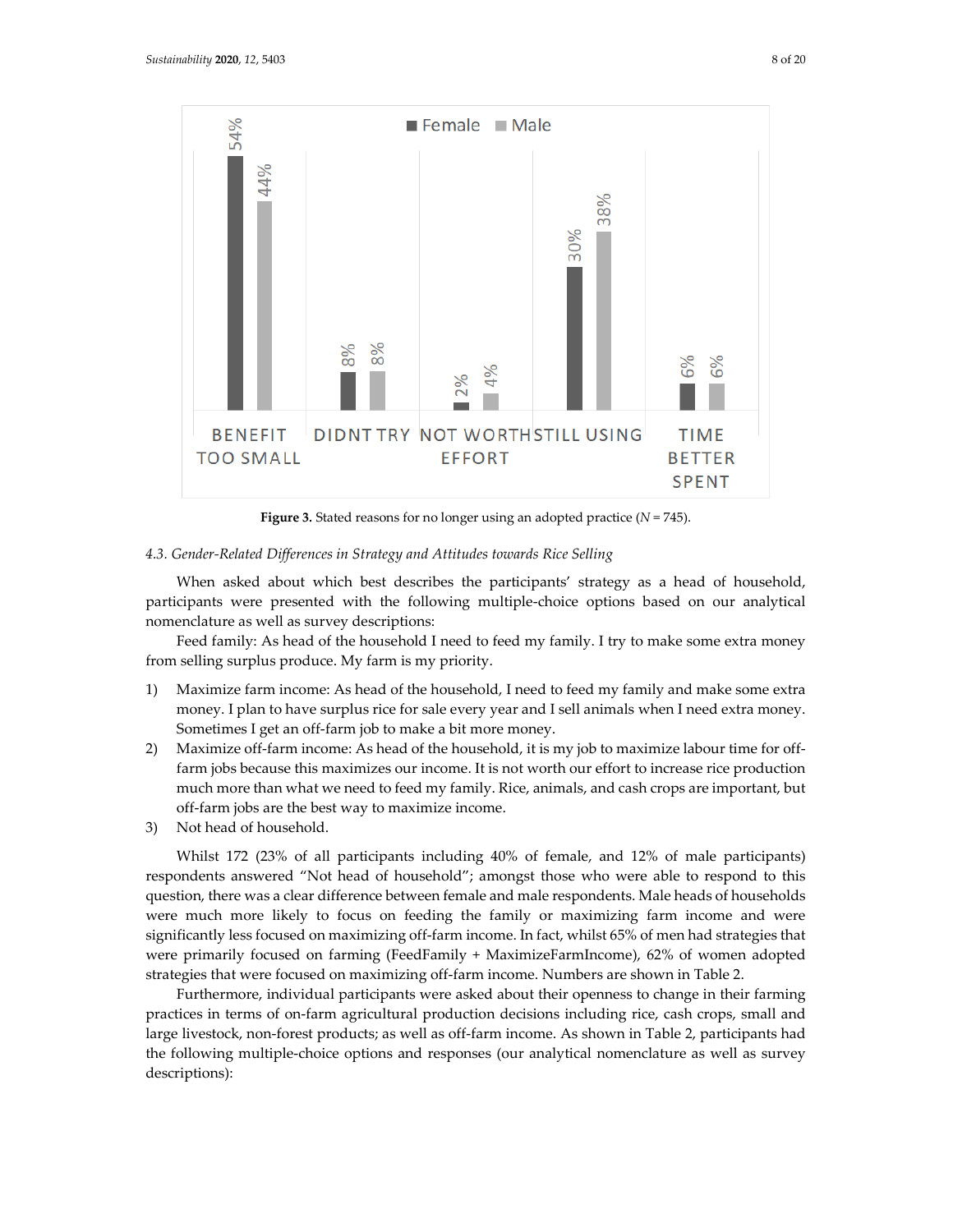Figure 3. Stated reasons for no longer using an adopted practice ($N$ = 745).

### 4.3. Gender-Related Differences in Strategy and Attitudes towards Rice Selling

When asked about which best describes the participants' strategy as a head of household, participants were presented with the following multiple-choice options based on our analytical nomenclature as well as survey descriptions:

Feed family: As head of the household I need to feed my family. I try to make some extra money from selling surplus produce. My farm is my priority.

1) Maximize farm income: As head of the household, I need to feed my family and make some extra money. I plan to have surplus rice for sale every year and I sell animals when I need extra money. Sometimes I get an off-farm job to make a bit more money.
2) Maximize off-farm income: As head of the household, it is my job to maximize labour time for off-farm jobs because this maximizes our income. It is not worth our effort to increase rice production much more than what we need to feed my family. Rice, animals, and cash crops are important, but off-farm jobs are the best way to maximize income.
3) Not head of household.

Whilst 172 (23% of all participants including 40% of female, and 12% of male participants) respondents answered "Not head of household"; amongst those who were able to respond to this question, there was a clear difference between female and male respondents. Male heads of households were much more likely to focus on feeding the family or maximizing farm income and were significantly less focused on maximizing off-farm income. In fact, whilst 65% of men had strategies that were primarily focused on farming (FeedFamily + MaximizeFarmIncome), 62% of women adopted strategies that were focused on maximizing off-farm income. Numbers are shown in Table 2.

Furthermore, individual participants were asked about their openness to change in their farming practices in terms of on-farm agricultural production decisions including rice, cash crops, small and large livestock, non-forest products; as well as off-farm income. As shown in Table 2, participants had the following multiple-choice options and responses (our analytical nomenclature as well as survey descriptions):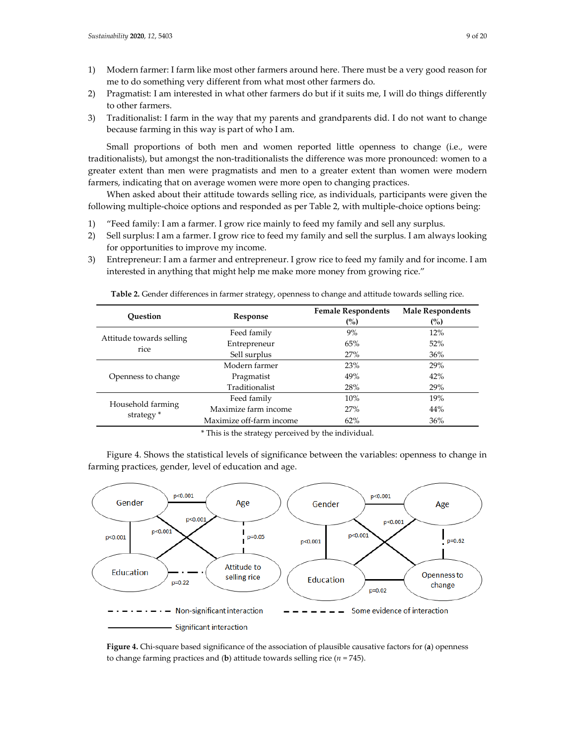1) Modern farmer: I farm like most other farmers around here. There must be a very good reason for me to do something very different from what most other farmers do.
2) Pragmatist: I am interested in what other farmers do but if it suits me, I will do things differently to other farmers.
3) Traditionalist: I farm in the way that my parents and grandparents did. I do not want to change because farming in this way is part of who I am.

Small proportions of both men and women reported little openness to change (i.e., were traditionalists), but amongst the non-traditionalists the difference was more pronounced: women to a greater extent than men were pragmatists and men to a greater extent than women were modern farmers, indicating that on average women were more open to changing practices.

When asked about their attitude towards selling rice, as individuals, participants were given the following multiple-choice options and responded as per Table 2, with multiple-choice options being:

1) "Feed family: I am a farmer. I grow rice mainly to feed my family and sell any surplus.
2) Sell surplus: I am a farmer. I grow rice to feed my family and sell the surplus. I am always looking for opportunities to improve my income.
3) Entrepreneur: I am a farmer and entrepreneur. I grow rice to feed my family and for income. I am interested in anything that might help me make more money from growing rice."

**Table 2.** Gender differences in farmer strategy, openness to change and attitude towards selling rice.

| Question | Response | Female Respondents (%) | Male Respondents (%) |
|---|---|---|---|
| Attitude towards selling rice | Feed family | 9% | 12% |
| | Entrepreneur | 65% | 52% |
| | Sell surplus | 27% | 36% |
| Openness to change | Modern farmer | 23% | 29% |
| | Pragmatist | 49% | 42% |
| | Traditionalist | 28% | 29% |
| Household farming strategy * | Feed family | 10% | 19% |
| | Maximize farm income | 27% | 44% |
| | Maximize off-farm income | 62% | 36% |

\* This is the strategy perceived by the individual.

Figure 4. Shows the statistical levels of significance between the variables: openness to change in farming practices, gender, level of education and age.

**Figure 4.** Chi-square based significance of the association of plausible causative factors for (**a**) openness to change farming practices and (**b**) attitude towards selling rice ($n = 745$).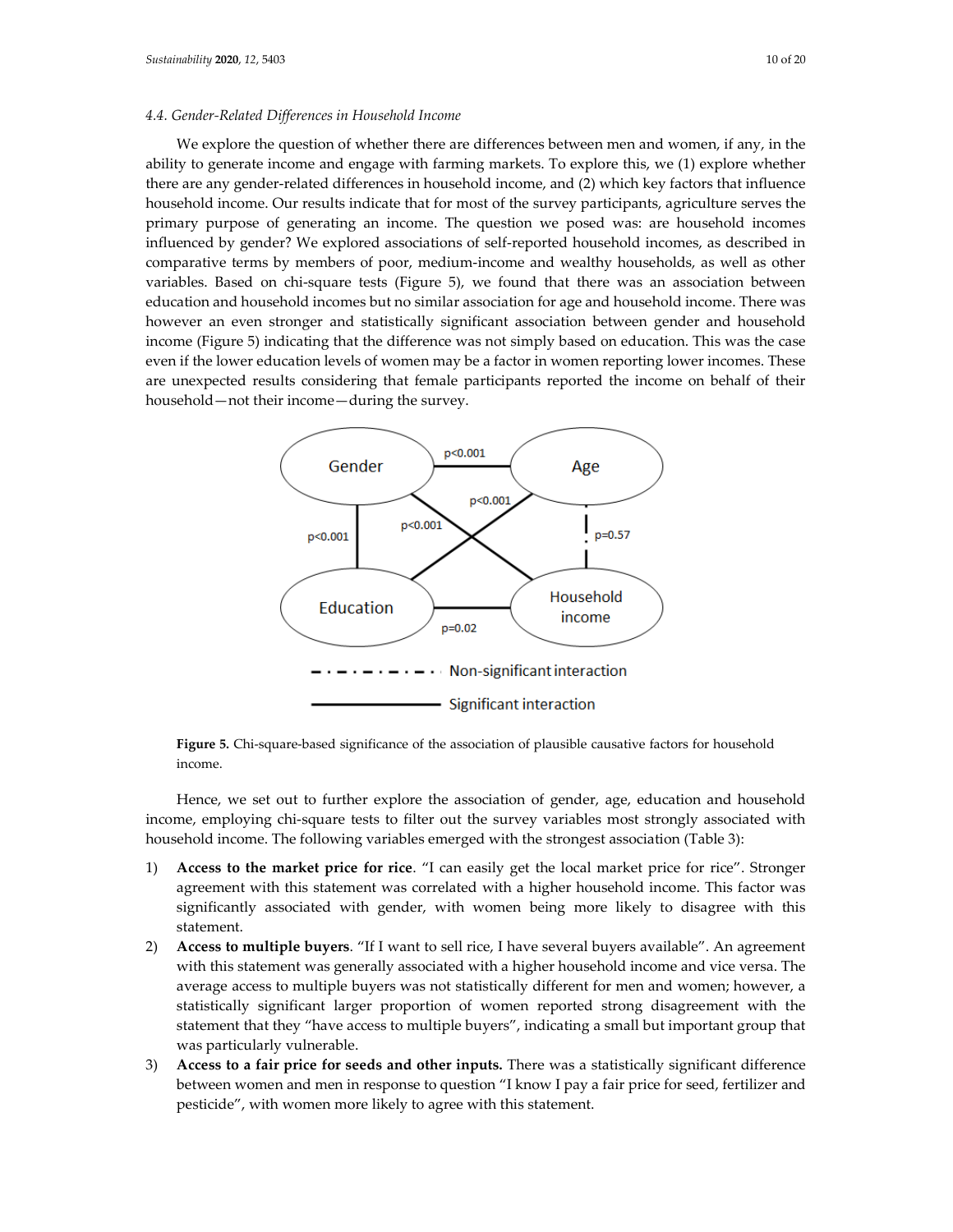### 4.4. Gender-Related Differences in Household Income

We explore the question of whether there are differences between men and women, if any, in the ability to generate income and engage with farming markets. To explore this, we (1) explore whether there are any gender-related differences in household income, and (2) which key factors that influence household income. Our results indicate that for most of the survey participants, agriculture serves the primary purpose of generating an income. The question we posed was: are household incomes influenced by gender? We explored associations of self-reported household incomes, as described in comparative terms by members of poor, medium-income and wealthy households, as well as other variables. Based on chi-square tests (Figure 5), we found that there was an association between education and household incomes but no similar association for age and household income. There was however an even stronger and statistically significant association between gender and household income (Figure 5) indicating that the difference was not simply based on education. This was the case even if the lower education levels of women may be a factor in women reporting lower incomes. These are unexpected results considering that female participants reported the income on behalf of their household—not their income—during the survey.

**Figure 5.** Chi-square-based significance of the association of plausible causative factors for household income.

Hence, we set out to further explore the association of gender, age, education and household income, employing chi-square tests to filter out the survey variables most strongly associated with household income. The following variables emerged with the strongest association (Table 3):

1) **Access to the market price for rice**. "I can easily get the local market price for rice". Stronger agreement with this statement was correlated with a higher household income. This factor was significantly associated with gender, with women being more likely to disagree with this statement.
2) **Access to multiple buyers**. "If I want to sell rice, I have several buyers available". An agreement with this statement was generally associated with a higher household income and vice versa. The average access to multiple buyers was not statistically different for men and women; however, a statistically significant larger proportion of women reported strong disagreement with the statement that they "have access to multiple buyers", indicating a small but important group that was particularly vulnerable.
3) **Access to a fair price for seeds and other inputs.** There was a statistically significant difference between women and men in response to question "I know I pay a fair price for seed, fertilizer and pesticide", with women more likely to agree with this statement.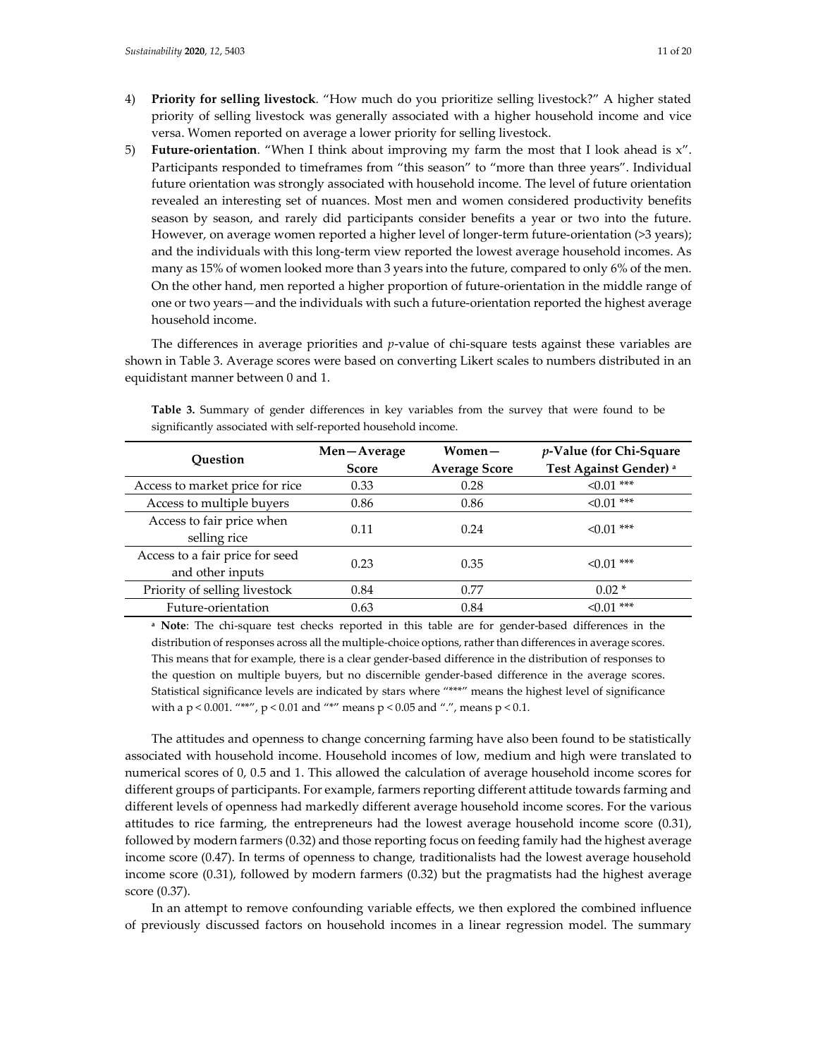4) **Priority for selling livestock**. "How much do you prioritize selling livestock?" A higher stated priority of selling livestock was generally associated with a higher household income and vice versa. Women reported on average a lower priority for selling livestock.
5) **Future-orientation**. "When I think about improving my farm the most that I look ahead is x". Participants responded to timeframes from "this season" to "more than three years". Individual future orientation was strongly associated with household income. The level of future orientation revealed an interesting set of nuances. Most men and women considered productivity benefits season by season, and rarely did participants consider benefits a year or two into the future. However, on average women reported a higher level of longer-term future-orientation (>3 years); and the individuals with this long-term view reported the lowest average household incomes. As many as 15% of women looked more than 3 years into the future, compared to only 6% of the men. On the other hand, men reported a higher proportion of future-orientation in the middle range of one or two years—and the individuals with such a future-orientation reported the highest average household income.

The differences in average priorities and *p*-value of chi-square tests against these variables are shown in Table 3. Average scores were based on converting Likert scales to numbers distributed in an equidistant manner between 0 and 1.

**Table 3.** Summary of gender differences in key variables from the survey that were found to be significantly associated with self-reported household income.

| Question | Men—Average Score | Women—Average Score | *p*-Value (for Chi-Square Test Against Gender) [a] |
|---|---|---|---|
| Access to market price for rice | 0.33 | 0.28 | <0.01 *** |
| Access to multiple buyers | 0.86 | 0.86 | <0.01 *** |
| Access to fair price when selling rice | 0.11 | 0.24 | <0.01 *** |
| Access to a fair price for seed and other inputs | 0.23 | 0.35 | <0.01 *** |
| Priority of selling livestock | 0.84 | 0.77 | 0.02 * |
| Future-orientation | 0.63 | 0.84 | <0.01 *** |

[a] **Note**: The chi-square test checks reported in this table are for gender-based differences in the distribution of responses across all the multiple-choice options, rather than differences in average scores. This means that for example, there is a clear gender-based difference in the distribution of responses to the question on multiple buyers, but no discernible gender-based difference in the average scores. Statistical significance levels are indicated by stars where "***" means the highest level of significance with a $p < 0.001$. "**", $p < 0.01$ and "*" means $p < 0.05$ and ".", means $p < 0.1$.

The attitudes and openness to change concerning farming have also been found to be statistically associated with household income. Household incomes of low, medium and high were translated to numerical scores of 0, 0.5 and 1. This allowed the calculation of average household income scores for different groups of participants. For example, farmers reporting different attitude towards farming and different levels of openness had markedly different average household income scores. For the various attitudes to rice farming, the entrepreneurs had the lowest average household income score (0.31), followed by modern farmers (0.32) and those reporting focus on feeding family had the highest average income score (0.47). In terms of openness to change, traditionalists had the lowest average household income score (0.31), followed by modern farmers (0.32) but the pragmatists had the highest average score (0.37).

In an attempt to remove confounding variable effects, we then explored the combined influence of previously discussed factors on household incomes in a linear regression model. The summary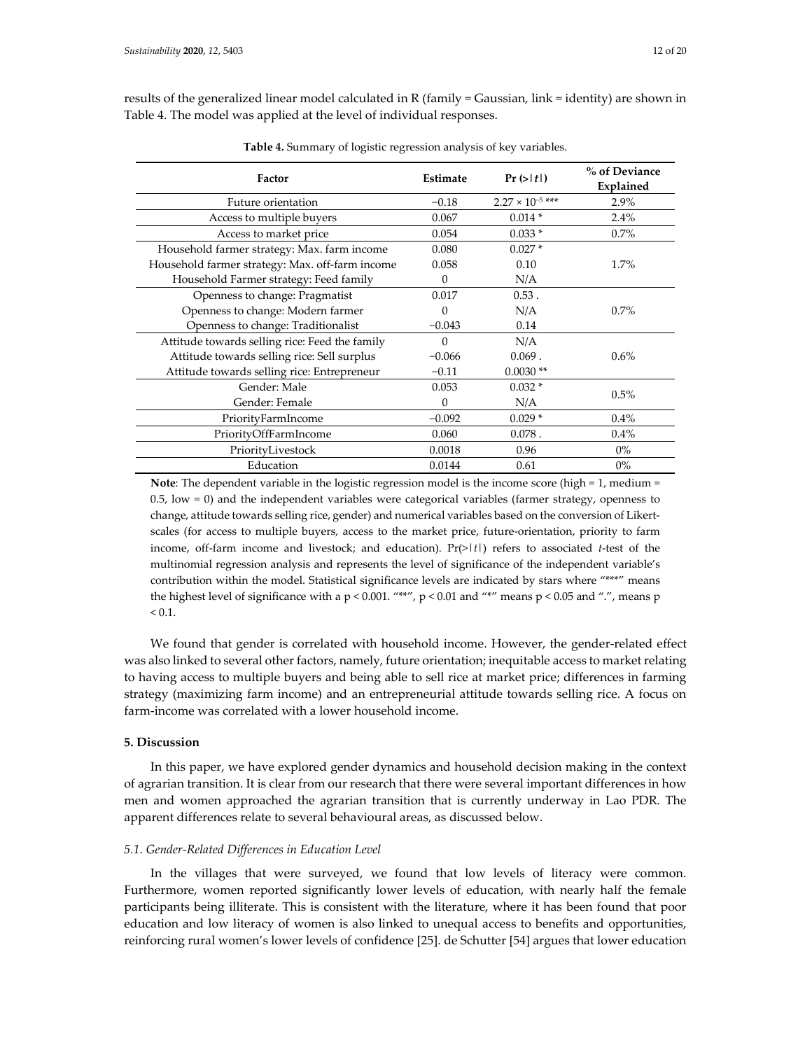results of the generalized linear model calculated in R (family = Gaussian, link = identity) are shown in Table 4. The model was applied at the level of individual responses.

**Table 4.** Summary of logistic regression analysis of key variables.

| Factor | Estimate | Pr (>\|t\|) | % of Deviance Explained |
|---|---|---|---|
| Future orientation | −0.18 | $2.27 \times 10^{-5}$ *** | 2.9% |
| Access to multiple buyers | 0.067 | 0.014 * | 2.4% |
| Access to market price | 0.054 | 0.033 * | 0.7% |
| Household farmer strategy: Max. farm income | 0.080 | 0.027 * | 1.7% |
| Household farmer strategy: Max. off-farm income | 0.058 | 0.10 | |
| Household Farmer strategy: Feed family | 0 | N/A | |
| Openness to change: Pragmatist | 0.017 | 0.53 . | 0.7% |
| Openness to change: Modern farmer | 0 | N/A | |
| Openness to change: Traditionalist | −0.043 | 0.14 | |
| Attitude towards selling rice: Feed the family | 0 | N/A | 0.6% |
| Attitude towards selling rice: Sell surplus | −0.066 | 0.069 . | |
| Attitude towards selling rice: Entrepreneur | −0.11 | 0.0030 ** | |
| Gender: Male | 0.053 | 0.032 * | 0.5% |
| Gender: Female | 0 | N/A | |
| PriorityFarmIncome | −0.092 | 0.029 * | 0.4% |
| PriorityOffFarmIncome | 0.060 | 0.078 . | 0.4% |
| PriorityLivestock | 0.0018 | 0.96 | 0% |
| Education | 0.0144 | 0.61 | 0% |

**Note**: The dependent variable in the logistic regression model is the income score (high = 1, medium = 0.5, low = 0) and the independent variables were categorical variables (farmer strategy, openness to change, attitude towards selling rice, gender) and numerical variables based on the conversion of Likert-scales (for access to multiple buyers, access to the market price, future-orientation, priority to farm income, off-farm income and livestock; and education). Pr(>|t|) refers to associated *t*-test of the multinomial regression analysis and represents the level of significance of the independent variable's contribution within the model. Statistical significance levels are indicated by stars where "***" means the highest level of significance with a $p < 0.001$. "**", $p < 0.01$ and "*" means $p < 0.05$ and ".", means $p < 0.1$.

We found that gender is correlated with household income. However, the gender-related effect was also linked to several other factors, namely, future orientation; inequitable access to market relating to having access to multiple buyers and being able to sell rice at market price; differences in farming strategy (maximizing farm income) and an entrepreneurial attitude towards selling rice. A focus on farm-income was correlated with a lower household income.

## 5. Discussion

In this paper, we have explored gender dynamics and household decision making in the context of agrarian transition. It is clear from our research that there were several important differences in how men and women approached the agrarian transition that is currently underway in Lao PDR. The apparent differences relate to several behavioural areas, as discussed below.

### *5.1. Gender-Related Differences in Education Level*

In the villages that were surveyed, we found that low levels of literacy were common. Furthermore, women reported significantly lower levels of education, with nearly half the female participants being illiterate. This is consistent with the literature, where it has been found that poor education and low literacy of women is also linked to unequal access to benefits and opportunities, reinforcing rural women's lower levels of confidence [25]. de Schutter [54] argues that lower education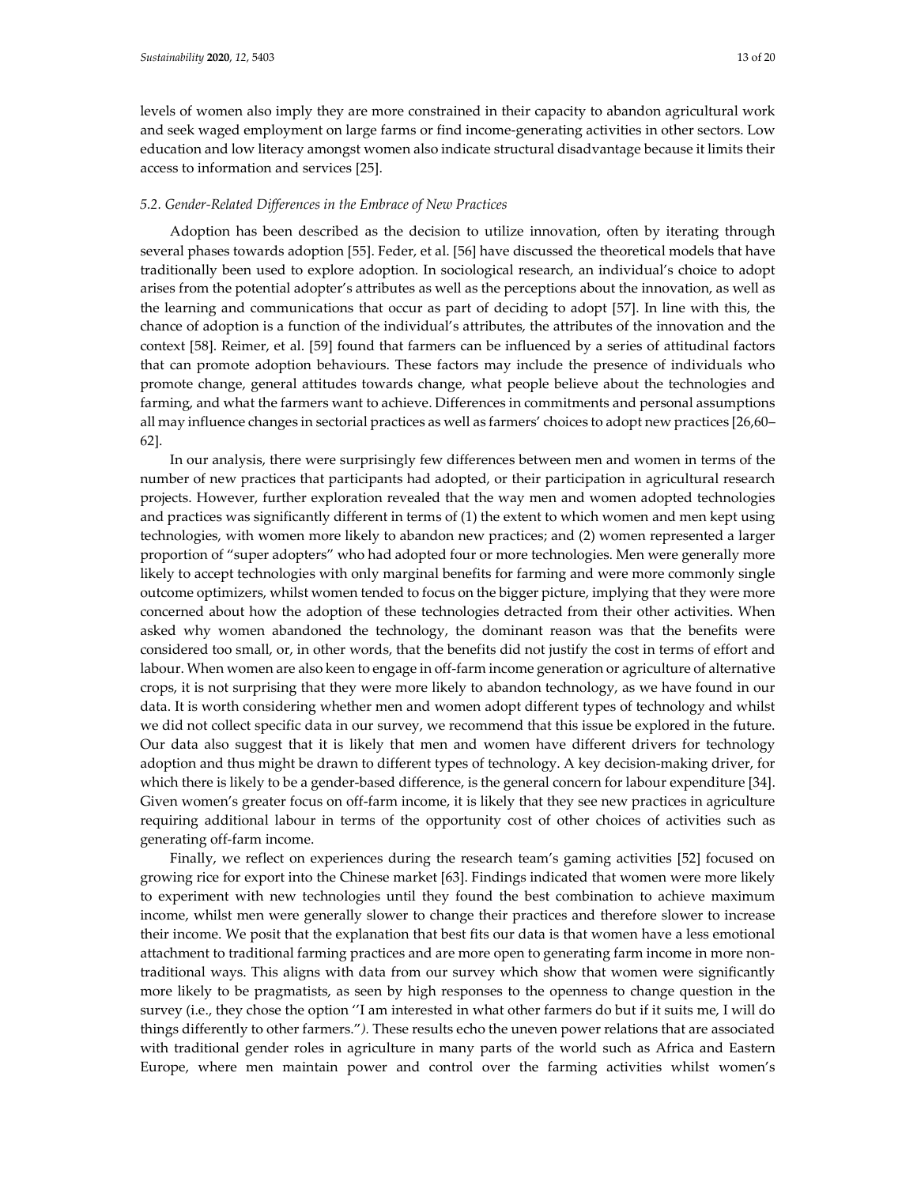levels of women also imply they are more constrained in their capacity to abandon agricultural work and seek waged employment on large farms or find income-generating activities in other sectors. Low education and low literacy amongst women also indicate structural disadvantage because it limits their access to information and services [25].

### *5.2. Gender-Related Differences in the Embrace of New Practices*

Adoption has been described as the decision to utilize innovation, often by iterating through several phases towards adoption [55]. Feder, et al. [56] have discussed the theoretical models that have traditionally been used to explore adoption. In sociological research, an individual's choice to adopt arises from the potential adopter's attributes as well as the perceptions about the innovation, as well as the learning and communications that occur as part of deciding to adopt [57]. In line with this, the chance of adoption is a function of the individual's attributes, the attributes of the innovation and the context [58]. Reimer, et al. [59] found that farmers can be influenced by a series of attitudinal factors that can promote adoption behaviours. These factors may include the presence of individuals who promote change, general attitudes towards change, what people believe about the technologies and farming, and what the farmers want to achieve. Differences in commitments and personal assumptions all may influence changes in sectorial practices as well as farmers' choices to adopt new practices [26,60–62].

In our analysis, there were surprisingly few differences between men and women in terms of the number of new practices that participants had adopted, or their participation in agricultural research projects. However, further exploration revealed that the way men and women adopted technologies and practices was significantly different in terms of (1) the extent to which women and men kept using technologies, with women more likely to abandon new practices; and (2) women represented a larger proportion of "super adopters" who had adopted four or more technologies. Men were generally more likely to accept technologies with only marginal benefits for farming and were more commonly single outcome optimizers, whilst women tended to focus on the bigger picture, implying that they were more concerned about how the adoption of these technologies detracted from their other activities. When asked why women abandoned the technology, the dominant reason was that the benefits were considered too small, or, in other words, that the benefits did not justify the cost in terms of effort and labour. When women are also keen to engage in off-farm income generation or agriculture of alternative crops, it is not surprising that they were more likely to abandon technology, as we have found in our data. It is worth considering whether men and women adopt different types of technology and whilst we did not collect specific data in our survey, we recommend that this issue be explored in the future. Our data also suggest that it is likely that men and women have different drivers for technology adoption and thus might be drawn to different types of technology. A key decision-making driver, for which there is likely to be a gender-based difference, is the general concern for labour expenditure [34]. Given women's greater focus on off-farm income, it is likely that they see new practices in agriculture requiring additional labour in terms of the opportunity cost of other choices of activities such as generating off-farm income.

Finally, we reflect on experiences during the research team's gaming activities [52] focused on growing rice for export into the Chinese market [63]. Findings indicated that women were more likely to experiment with new technologies until they found the best combination to achieve maximum income, whilst men were generally slower to change their practices and therefore slower to increase their income. We posit that the explanation that best fits our data is that women have a less emotional attachment to traditional farming practices and are more open to generating farm income in more non-traditional ways. This aligns with data from our survey which show that women were significantly more likely to be pragmatists, as seen by high responses to the openness to change question in the survey (i.e., they chose the option ''I am interested in what other farmers do but if it suits me, I will do things differently to other farmers."*).* These results echo the uneven power relations that are associated with traditional gender roles in agriculture in many parts of the world such as Africa and Eastern Europe, where men maintain power and control over the farming activities whilst women's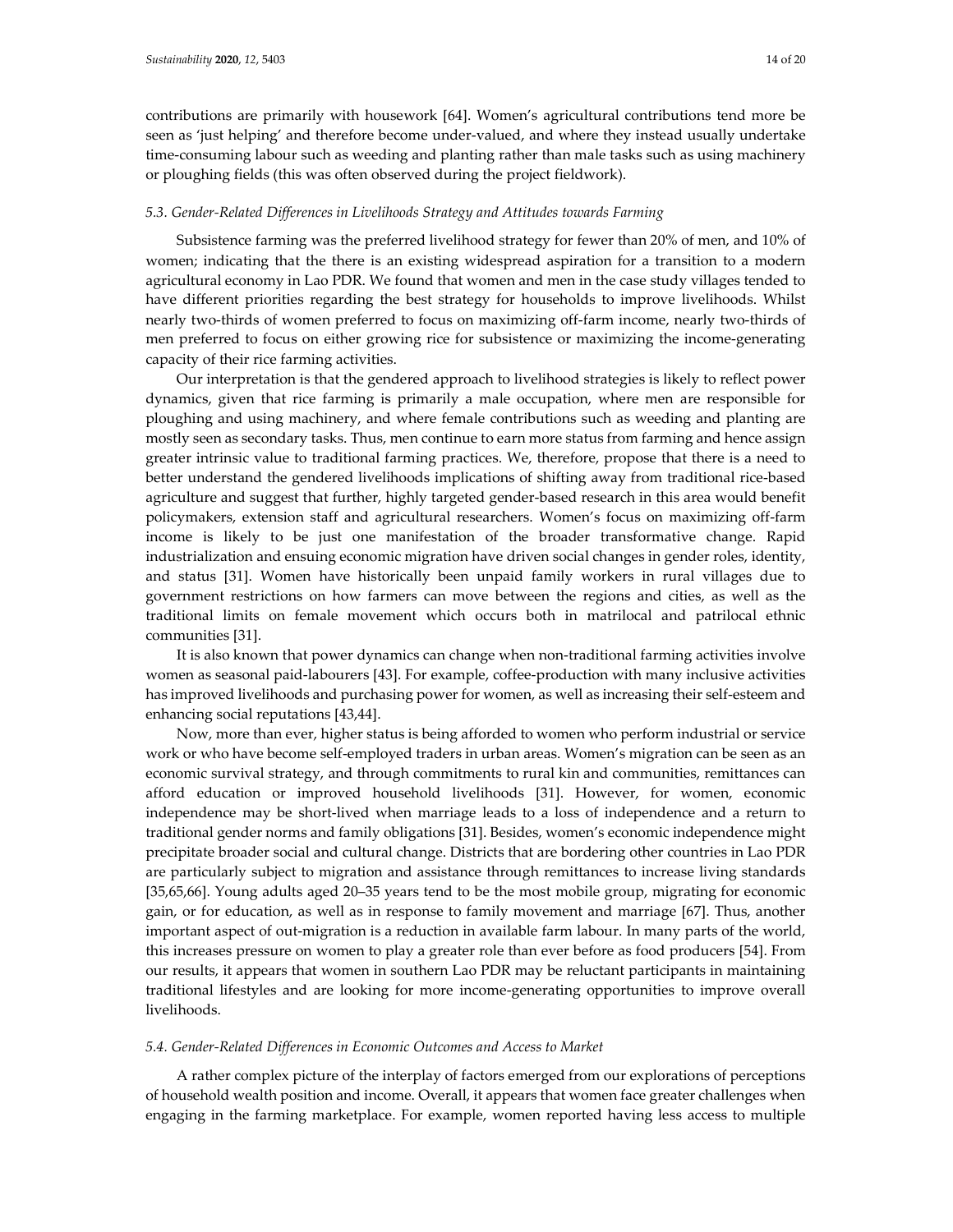contributions are primarily with housework [64]. Women's agricultural contributions tend more be seen as 'just helping' and therefore become under-valued, and where they instead usually undertake time-consuming labour such as weeding and planting rather than male tasks such as using machinery or ploughing fields (this was often observed during the project fieldwork).

### *5.3. Gender-Related Differences in Livelihoods Strategy and Attitudes towards Farming*

Subsistence farming was the preferred livelihood strategy for fewer than 20% of men, and 10% of women; indicating that the there is an existing widespread aspiration for a transition to a modern agricultural economy in Lao PDR. We found that women and men in the case study villages tended to have different priorities regarding the best strategy for households to improve livelihoods. Whilst nearly two-thirds of women preferred to focus on maximizing off-farm income, nearly two-thirds of men preferred to focus on either growing rice for subsistence or maximizing the income-generating capacity of their rice farming activities.

Our interpretation is that the gendered approach to livelihood strategies is likely to reflect power dynamics, given that rice farming is primarily a male occupation, where men are responsible for ploughing and using machinery, and where female contributions such as weeding and planting are mostly seen as secondary tasks. Thus, men continue to earn more status from farming and hence assign greater intrinsic value to traditional farming practices. We, therefore, propose that there is a need to better understand the gendered livelihoods implications of shifting away from traditional rice-based agriculture and suggest that further, highly targeted gender-based research in this area would benefit policymakers, extension staff and agricultural researchers. Women's focus on maximizing off-farm income is likely to be just one manifestation of the broader transformative change. Rapid industrialization and ensuing economic migration have driven social changes in gender roles, identity, and status [31]. Women have historically been unpaid family workers in rural villages due to government restrictions on how farmers can move between the regions and cities, as well as the traditional limits on female movement which occurs both in matrilocal and patrilocal ethnic communities [31].

It is also known that power dynamics can change when non-traditional farming activities involve women as seasonal paid-labourers [43]. For example, coffee-production with many inclusive activities has improved livelihoods and purchasing power for women, as well as increasing their self-esteem and enhancing social reputations [43,44].

Now, more than ever, higher status is being afforded to women who perform industrial or service work or who have become self-employed traders in urban areas. Women's migration can be seen as an economic survival strategy, and through commitments to rural kin and communities, remittances can afford education or improved household livelihoods [31]. However, for women, economic independence may be short-lived when marriage leads to a loss of independence and a return to traditional gender norms and family obligations [31]. Besides, women's economic independence might precipitate broader social and cultural change. Districts that are bordering other countries in Lao PDR are particularly subject to migration and assistance through remittances to increase living standards [35,65,66]. Young adults aged 20–35 years tend to be the most mobile group, migrating for economic gain, or for education, as well as in response to family movement and marriage [67]. Thus, another important aspect of out-migration is a reduction in available farm labour. In many parts of the world, this increases pressure on women to play a greater role than ever before as food producers [54]. From our results, it appears that women in southern Lao PDR may be reluctant participants in maintaining traditional lifestyles and are looking for more income-generating opportunities to improve overall livelihoods.

### *5.4. Gender-Related Differences in Economic Outcomes and Access to Market*

A rather complex picture of the interplay of factors emerged from our explorations of perceptions of household wealth position and income. Overall, it appears that women face greater challenges when engaging in the farming marketplace. For example, women reported having less access to multiple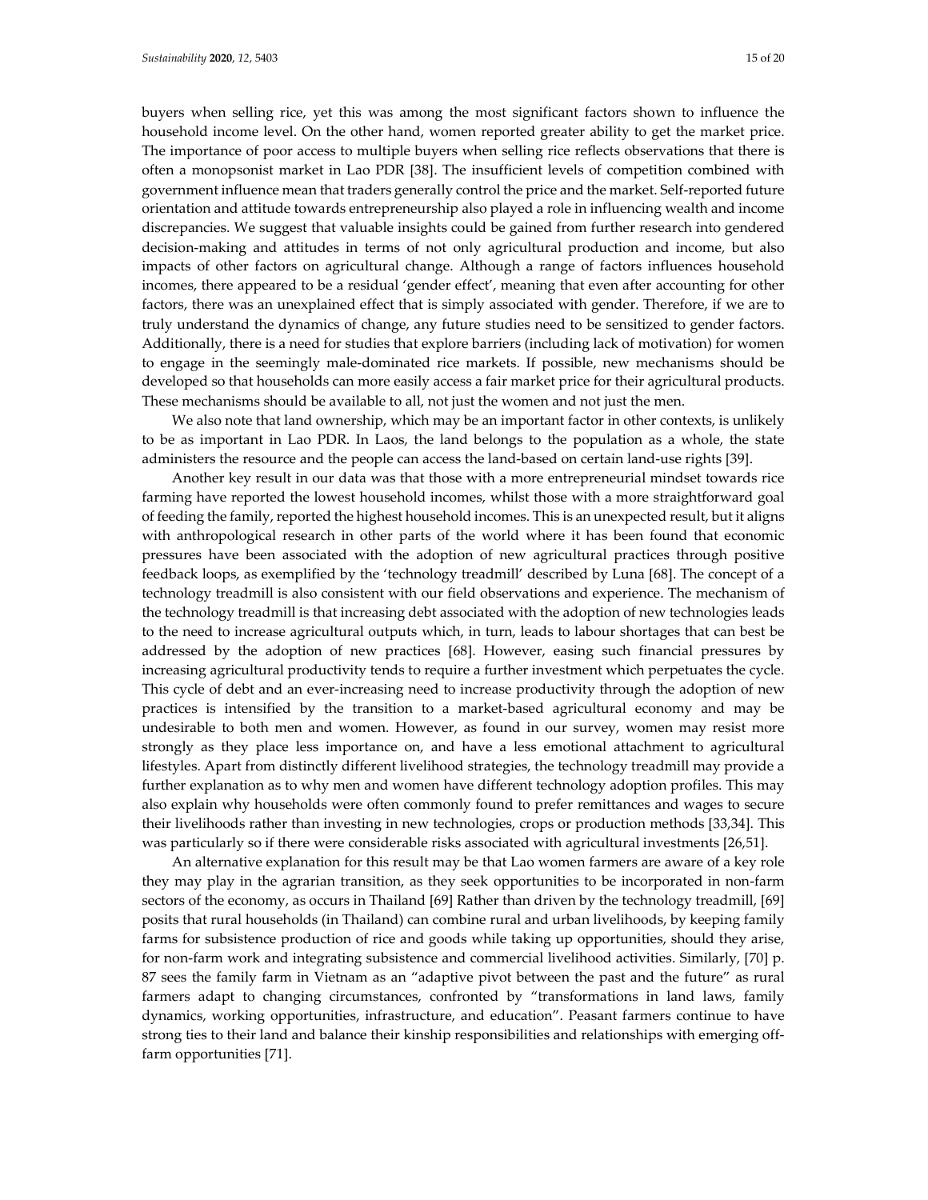buyers when selling rice, yet this was among the most significant factors shown to influence the household income level. On the other hand, women reported greater ability to get the market price. The importance of poor access to multiple buyers when selling rice reflects observations that there is often a monopsonist market in Lao PDR [38]. The insufficient levels of competition combined with government influence mean that traders generally control the price and the market. Self-reported future orientation and attitude towards entrepreneurship also played a role in influencing wealth and income discrepancies. We suggest that valuable insights could be gained from further research into gendered decision-making and attitudes in terms of not only agricultural production and income, but also impacts of other factors on agricultural change. Although a range of factors influences household incomes, there appeared to be a residual 'gender effect', meaning that even after accounting for other factors, there was an unexplained effect that is simply associated with gender. Therefore, if we are to truly understand the dynamics of change, any future studies need to be sensitized to gender factors. Additionally, there is a need for studies that explore barriers (including lack of motivation) for women to engage in the seemingly male-dominated rice markets. If possible, new mechanisms should be developed so that households can more easily access a fair market price for their agricultural products. These mechanisms should be available to all, not just the women and not just the men.

We also note that land ownership, which may be an important factor in other contexts, is unlikely to be as important in Lao PDR. In Laos, the land belongs to the population as a whole, the state administers the resource and the people can access the land-based on certain land-use rights [39].

Another key result in our data was that those with a more entrepreneurial mindset towards rice farming have reported the lowest household incomes, whilst those with a more straightforward goal of feeding the family, reported the highest household incomes. This is an unexpected result, but it aligns with anthropological research in other parts of the world where it has been found that economic pressures have been associated with the adoption of new agricultural practices through positive feedback loops, as exemplified by the 'technology treadmill' described by Luna [68]. The concept of a technology treadmill is also consistent with our field observations and experience. The mechanism of the technology treadmill is that increasing debt associated with the adoption of new technologies leads to the need to increase agricultural outputs which, in turn, leads to labour shortages that can best be addressed by the adoption of new practices [68]. However, easing such financial pressures by increasing agricultural productivity tends to require a further investment which perpetuates the cycle. This cycle of debt and an ever-increasing need to increase productivity through the adoption of new practices is intensified by the transition to a market-based agricultural economy and may be undesirable to both men and women. However, as found in our survey, women may resist more strongly as they place less importance on, and have a less emotional attachment to agricultural lifestyles. Apart from distinctly different livelihood strategies, the technology treadmill may provide a further explanation as to why men and women have different technology adoption profiles. This may also explain why households were often commonly found to prefer remittances and wages to secure their livelihoods rather than investing in new technologies, crops or production methods [33,34]. This was particularly so if there were considerable risks associated with agricultural investments [26,51].

An alternative explanation for this result may be that Lao women farmers are aware of a key role they may play in the agrarian transition, as they seek opportunities to be incorporated in non-farm sectors of the economy, as occurs in Thailand [69] Rather than driven by the technology treadmill, [69] posits that rural households (in Thailand) can combine rural and urban livelihoods, by keeping family farms for subsistence production of rice and goods while taking up opportunities, should they arise, for non-farm work and integrating subsistence and commercial livelihood activities. Similarly, [70] p. 87 sees the family farm in Vietnam as an "adaptive pivot between the past and the future" as rural farmers adapt to changing circumstances, confronted by "transformations in land laws, family dynamics, working opportunities, infrastructure, and education". Peasant farmers continue to have strong ties to their land and balance their kinship responsibilities and relationships with emerging off-farm opportunities [71].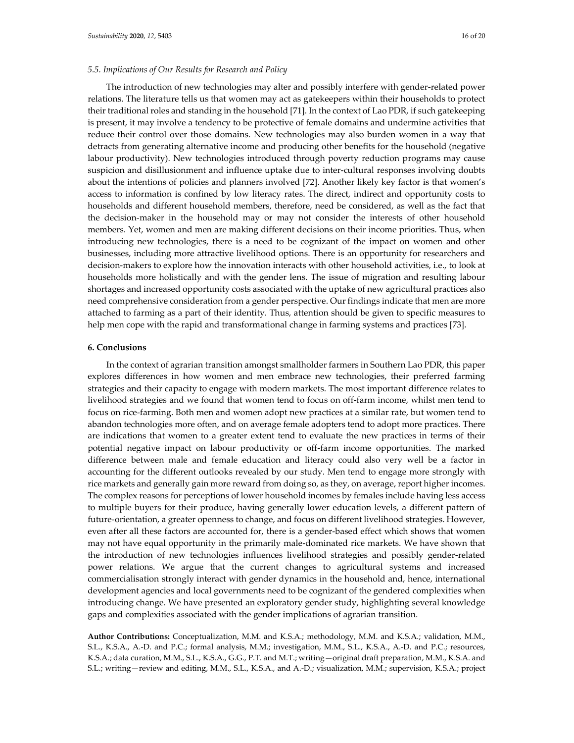### *5.5. Implications of Our Results for Research and Policy*

The introduction of new technologies may alter and possibly interfere with gender-related power relations. The literature tells us that women may act as gatekeepers within their households to protect their traditional roles and standing in the household [71]. In the context of Lao PDR, if such gatekeeping is present, it may involve a tendency to be protective of female domains and undermine activities that reduce their control over those domains. New technologies may also burden women in a way that detracts from generating alternative income and producing other benefits for the household (negative labour productivity). New technologies introduced through poverty reduction programs may cause suspicion and disillusionment and influence uptake due to inter-cultural responses involving doubts about the intentions of policies and planners involved [72]. Another likely key factor is that women's access to information is confined by low literacy rates. The direct, indirect and opportunity costs to households and different household members, therefore, need be considered, as well as the fact that the decision-maker in the household may or may not consider the interests of other household members. Yet, women and men are making different decisions on their income priorities. Thus, when introducing new technologies, there is a need to be cognizant of the impact on women and other businesses, including more attractive livelihood options. There is an opportunity for researchers and decision-makers to explore how the innovation interacts with other household activities, i.e., to look at households more holistically and with the gender lens. The issue of migration and resulting labour shortages and increased opportunity costs associated with the uptake of new agricultural practices also need comprehensive consideration from a gender perspective. Our findings indicate that men are more attached to farming as a part of their identity. Thus, attention should be given to specific measures to help men cope with the rapid and transformational change in farming systems and practices [73].

## 6. Conclusions

In the context of agrarian transition amongst smallholder farmers in Southern Lao PDR, this paper explores differences in how women and men embrace new technologies, their preferred farming strategies and their capacity to engage with modern markets. The most important difference relates to livelihood strategies and we found that women tend to focus on off-farm income, whilst men tend to focus on rice-farming. Both men and women adopt new practices at a similar rate, but women tend to abandon technologies more often, and on average female adopters tend to adopt more practices. There are indications that women to a greater extent tend to evaluate the new practices in terms of their potential negative impact on labour productivity or off-farm income opportunities. The marked difference between male and female education and literacy could also very well be a factor in accounting for the different outlooks revealed by our study. Men tend to engage more strongly with rice markets and generally gain more reward from doing so, as they, on average, report higher incomes. The complex reasons for perceptions of lower household incomes by females include having less access to multiple buyers for their produce, having generally lower education levels, a different pattern of future-orientation, a greater openness to change, and focus on different livelihood strategies. However, even after all these factors are accounted for, there is a gender-based effect which shows that women may not have equal opportunity in the primarily male-dominated rice markets. We have shown that the introduction of new technologies influences livelihood strategies and possibly gender-related power relations. We argue that the current changes to agricultural systems and increased commercialisation strongly interact with gender dynamics in the household and, hence, international development agencies and local governments need to be cognizant of the gendered complexities when introducing change. We have presented an exploratory gender study, highlighting several knowledge gaps and complexities associated with the gender implications of agrarian transition.

**Author Contributions:** Conceptualization, M.M. and K.S.A.; methodology, M.M. and K.S.A.; validation, M.M., S.L., K.S.A., A.-D. and P.C.; formal analysis, M.M.; investigation, M.M., S.L., K.S.A., A.-D. and P.C.; resources, K.S.A.; data curation, M.M., S.L., K.S.A., G.G., P.T. and M.T.; writing—original draft preparation, M.M., K.S.A. and S.L.; writing—review and editing, M.M., S.L., K.S.A., and A.-D.; visualization, M.M.; supervision, K.S.A.; project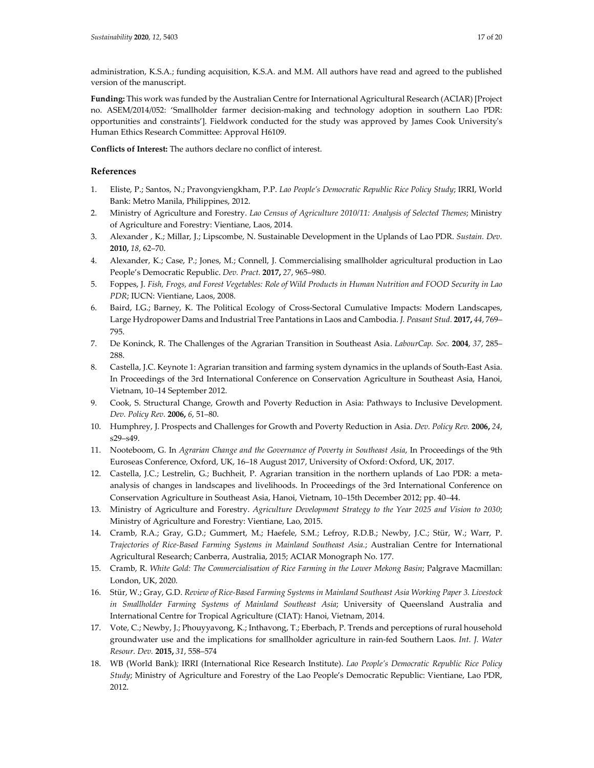administration, K.S.A.; funding acquisition, K.S.A. and M.M. All authors have read and agreed to the published version of the manuscript.

**Funding:** This work was funded by the Australian Centre for International Agricultural Research (ACIAR) [Project no. ASEM/2014/052: 'Smallholder farmer decision-making and technology adoption in southern Lao PDR: opportunities and constraints']. Fieldwork conducted for the study was approved by James Cook University's Human Ethics Research Committee: Approval H6109.

**Conflicts of Interest:** The authors declare no conflict of interest.

## References

1. Eliste, P.; Santos, N.; Pravongviengkham, P.P. *Lao People's Democratic Republic Rice Policy Study*; IRRI, World Bank: Metro Manila, Philippines, 2012.
2. Ministry of Agriculture and Forestry. *Lao Census of Agriculture 2010/11: Analysis of Selected Themes*; Ministry of Agriculture and Forestry: Vientiane, Laos, 2014.
3. Alexander , K.; Millar, J.; Lipscombe, N. Sustainable Development in the Uplands of Lao PDR. *Sustain. Dev.* **2010,** *18*, 62–70.
4. Alexander, K.; Case, P.; Jones, M.; Connell, J. Commercialising smallholder agricultural production in Lao People's Democratic Republic. *Dev. Pract.* **2017,** *27*, 965–980.
5. Foppes, J. *Fish, Frogs, and Forest Vegetables: Role of Wild Products in Human Nutrition and FOOD Security in Lao PDR*; IUCN: Vientiane, Laos, 2008.
6. Baird, I.G.; Barney, K. The Political Ecology of Cross-Sectoral Cumulative Impacts: Modern Landscapes, Large Hydropower Dams and Industrial Tree Pantations in Laos and Cambodia. *J. Peasant Stud.* **2017,** *44*, 769–795.
7. De Koninck, R. The Challenges of the Agrarian Transition in Southeast Asia. *LabourCap. Soc.* **2004**, *37*, 285–288.
8. Castella, J.C. Keynote 1: Agrarian transition and farming system dynamics in the uplands of South-East Asia. In Proceedings of the 3rd International Conference on Conservation Agriculture in Southeast Asia, Hanoi, Vietnam, 10–14 September 2012.
9. Cook, S. Structural Change, Growth and Poverty Reduction in Asia: Pathways to Inclusive Development. *Dev. Policy Rev.* **2006,** *6*, 51–80.
10. Humphrey, J. Prospects and Challenges for Growth and Poverty Reduction in Asia. *Dev. Policy Rev.* **2006,** *24*, s29–s49.
11. Nooteboom, G. In *Agrarian Change and the Governance of Poverty in Southeast Asia*, In Proceedings of the 9th Euroseas Conference, Oxford, UK, 16–18 August 2017, University of Oxford: Oxford, UK, 2017.
12. Castella, J.C.; Lestrelin, G.; Buchheit, P. Agrarian transition in the northern uplands of Lao PDR: a meta-analysis of changes in landscapes and livelihoods. In Proceedings of the 3rd International Conference on Conservation Agriculture in Southeast Asia, Hanoi, Vietnam, 10–15th December 2012; pp. 40–44.
13. Ministry of Agriculture and Forestry. *Agriculture Development Strategy to the Year 2025 and Vision to 2030*; Ministry of Agriculture and Forestry: Vientiane, Lao, 2015.
14. Cramb, R.A.; Gray, G.D.; Gummert, M.; Haefele, S.M.; Lefroy, R.D.B.; Newby, J.C.; Stür, W.; Warr, P. *Trajectories of Rice-Based Farming Systems in Mainland Southeast Asia.*; Australian Centre for International Agricultural Research; Canberra, Australia, 2015; ACIAR Monograph No. 177.
15. Cramb, R. *White Gold: The Commercialisation of Rice Farming in the Lower Mekong Basin*; Palgrave Macmillan: London, UK, 2020.
16. Stür, W.; Gray, G.D. *Review of Rice-Based Farming Systems in Mainland Southeast Asia Working Paper 3. Livestock in Smallholder Farming Systems of Mainland Southeast Asia*; University of Queensland Australia and International Centre for Tropical Agriculture (CIAT): Hanoi, Vietnam, 2014.
17. Vote, C.; Newby, J.; Phouyyavong, K.; Inthavong, T.; Eberbach, P. Trends and perceptions of rural household groundwater use and the implications for smallholder agriculture in rain-fed Southern Laos. *Int. J. Water Resour. Dev.* **2015,** *31*, 558–574
18. WB (World Bank); IRRI (International Rice Research Institute). *Lao People's Democratic Republic Rice Policy Study*; Ministry of Agriculture and Forestry of the Lao People's Democratic Republic: Vientiane, Lao PDR, 2012.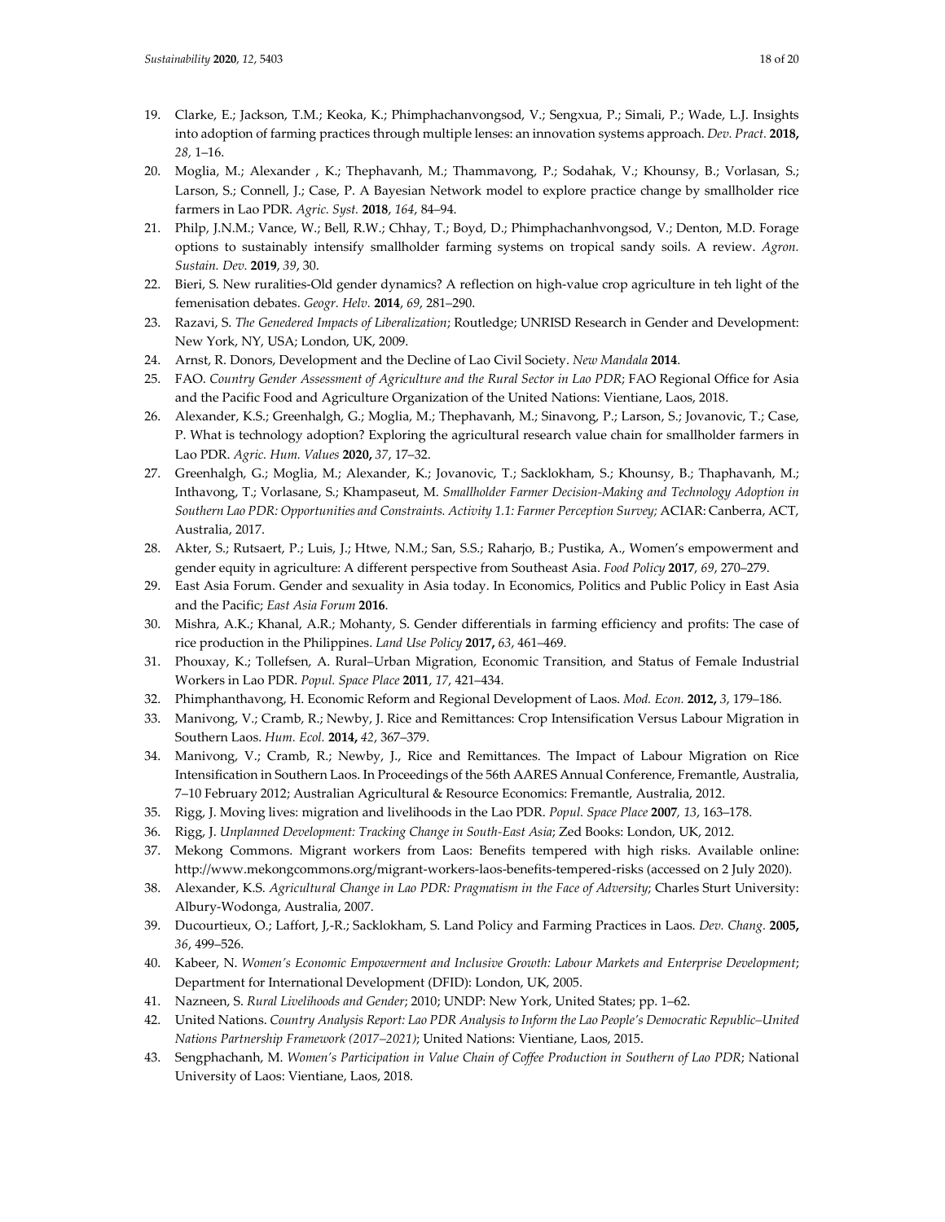19. Clarke, E.; Jackson, T.M.; Keoka, K.; Phimphachanvongsod, V.; Sengxua, P.; Simali, P.; Wade, L.J. Insights into adoption of farming practices through multiple lenses: an innovation systems approach. *Dev. Pract.* **2018,** *28,* 1–16.
20. Moglia, M.; Alexander , K.; Thephavanh, M.; Thammavong, P.; Sodahak, V.; Khounsy, B.; Vorlasan, S.; Larson, S.; Connell, J.; Case, P. A Bayesian Network model to explore practice change by smallholder rice farmers in Lao PDR. *Agric. Syst.* **2018**, *164*, 84–94.
21. Philp, J.N.M.; Vance, W.; Bell, R.W.; Chhay, T.; Boyd, D.; Phimphachanhvongsod, V.; Denton, M.D. Forage options to sustainably intensify smallholder farming systems on tropical sandy soils. A review. *Agron. Sustain. Dev.* **2019**, *39*, 30.
22. Bieri, S. New ruralities-Old gender dynamics? A reflection on high-value crop agriculture in teh light of the femenisation debates. *Geogr. Helv.* **2014**, *69*, 281–290.
23. Razavi, S. *The Genedered Impacts of Liberalization*; Routledge; UNRISD Research in Gender and Development: New York, NY, USA; London, UK, 2009.
24. Arnst, R. Donors, Development and the Decline of Lao Civil Society. *New Mandala* **2014**.
25. FAO. *Country Gender Assessment of Agriculture and the Rural Sector in Lao PDR*; FAO Regional Office for Asia and the Pacific Food and Agriculture Organization of the United Nations: Vientiane, Laos, 2018.
26. Alexander, K.S.; Greenhalgh, G.; Moglia, M.; Thephavanh, M.; Sinavong, P.; Larson, S.; Jovanovic, T.; Case, P. What is technology adoption? Exploring the agricultural research value chain for smallholder farmers in Lao PDR. *Agric. Hum. Values* **2020,** *37*, 17–32.
27. Greenhalgh, G.; Moglia, M.; Alexander, K.; Jovanovic, T.; Sacklokham, S.; Khounsy, B.; Thaphavanh, M.; Inthavong, T.; Vorlasane, S.; Khampaseut, M. *Smallholder Farmer Decision-Making and Technology Adoption in Southern Lao PDR: Opportunities and Constraints. Activity 1.1: Farmer Perception Survey;* ACIAR: Canberra, ACT, Australia, 2017.
28. Akter, S.; Rutsaert, P.; Luis, J.; Htwe, N.M.; San, S.S.; Raharjo, B.; Pustika, A., Women's empowerment and gender equity in agriculture: A different perspective from Southeast Asia. *Food Policy* **2017**, *69*, 270–279.
29. East Asia Forum. Gender and sexuality in Asia today. In Economics, Politics and Public Policy in East Asia and the Pacific; *East Asia Forum* **2016**.
30. Mishra, A.K.; Khanal, A.R.; Mohanty, S. Gender differentials in farming efficiency and profits: The case of rice production in the Philippines. *Land Use Policy* **2017,** *63*, 461–469.
31. Phouxay, K.; Tollefsen, A. Rural–Urban Migration, Economic Transition, and Status of Female Industrial Workers in Lao PDR. *Popul. Space Place* **2011**, *17*, 421–434.
32. Phimphanthavong, H. Economic Reform and Regional Development of Laos. *Mod. Econ.* **2012,** *3*, 179–186.
33. Manivong, V.; Cramb, R.; Newby, J. Rice and Remittances: Crop Intensification Versus Labour Migration in Southern Laos. *Hum. Ecol.* **2014,** *42*, 367–379.
34. Manivong, V.; Cramb, R.; Newby, J., Rice and Remittances. The Impact of Labour Migration on Rice Intensification in Southern Laos. In Proceedings of the 56th AARES Annual Conference, Fremantle, Australia, 7–10 February 2012; Australian Agricultural & Resource Economics: Fremantle, Australia, 2012.
35. Rigg, J. Moving lives: migration and livelihoods in the Lao PDR. *Popul. Space Place* **2007***, 13*, 163–178.
36. Rigg, J. *Unplanned Development: Tracking Change in South-East Asia*; Zed Books: London, UK, 2012.
37. Mekong Commons. Migrant workers from Laos: Benefits tempered with high risks. Available online: http://www.mekongcommons.org/migrant-workers-laos-benefits-tempered-risks (accessed on 2 July 2020).
38. Alexander, K.S. *Agricultural Change in Lao PDR: Pragmatism in the Face of Adversity*; Charles Sturt University: Albury-Wodonga, Australia, 2007.
39. Ducourtieux, O.; Laffort, J,-R.; Sacklokham, S. Land Policy and Farming Practices in Laos. *Dev. Chang.* **2005,** *36*, 499–526.
40. Kabeer, N. *Women's Economic Empowerment and Inclusive Growth: Labour Markets and Enterprise Development*; Department for International Development (DFID): London, UK, 2005.
41. Nazneen, S. *Rural Livelihoods and Gender*; 2010; UNDP: New York, United States; pp. 1–62.
42. United Nations. *Country Analysis Report: Lao PDR Analysis to Inform the Lao People's Democratic Republic–United Nations Partnership Framework (2017–2021)*; United Nations: Vientiane, Laos, 2015.
43. Sengphachanh, M. *Women's Participation in Value Chain of Coffee Production in Southern of Lao PDR*; National University of Laos: Vientiane, Laos, 2018.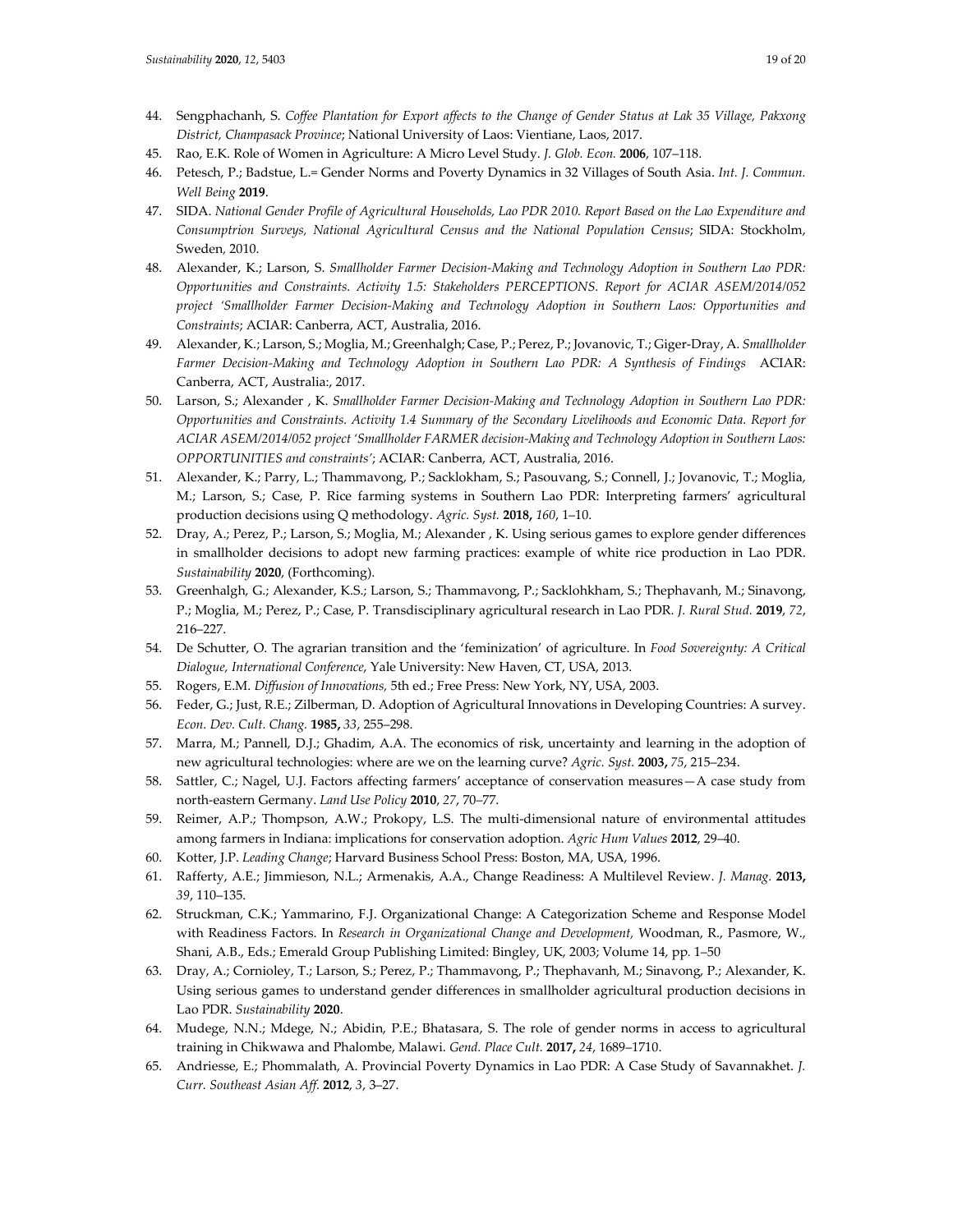44. Sengphachanh, S. *Coffee Plantation for Export affects to the Change of Gender Status at Lak 35 Village, Pakxong District, Champasack Province*; National University of Laos: Vientiane, Laos, 2017.
45. Rao, E.K. Role of Women in Agriculture: A Micro Level Study. *J. Glob. Econ.* **2006**, 107–118.
46. Petesch, P.; Badstue, L.= Gender Norms and Poverty Dynamics in 32 Villages of South Asia. *Int. J. Commun. Well Being* **2019**.
47. SIDA. *National Gender Profile of Agricultural Households, Lao PDR 2010. Report Based on the Lao Expenditure and Consumptrion Surveys, National Agricultural Census and the National Population Census*; SIDA: Stockholm, Sweden, 2010.
48. Alexander, K.; Larson, S. *Smallholder Farmer Decision-Making and Technology Adoption in Southern Lao PDR: Opportunities and Constraints. Activity 1.5: Stakeholders PERCEPTIONS. Report for ACIAR ASEM/2014/052 project 'Smallholder Farmer Decision-Making and Technology Adoption in Southern Laos: Opportunities and Constraints*; ACIAR: Canberra, ACT, Australia, 2016.
49. Alexander, K.; Larson, S.; Moglia, M.; Greenhalgh; Case, P.; Perez, P.; Jovanovic, T.; Giger-Dray, A. *Smallholder Farmer Decision-Making and Technology Adoption in Southern Lao PDR: A Synthesis of Findings* ACIAR: Canberra, ACT, Australia:, 2017.
50. Larson, S.; Alexander , K. *Smallholder Farmer Decision-Making and Technology Adoption in Southern Lao PDR: Opportunities and Constraints. Activity 1.4 Summary of the Secondary Livelihoods and Economic Data. Report for ACIAR ASEM/2014/052 project 'Smallholder FARMER decision-Making and Technology Adoption in Southern Laos: OPPORTUNITIES and constraints'*; ACIAR: Canberra, ACT, Australia, 2016.
51. Alexander, K.; Parry, L.; Thammavong, P.; Sacklokham, S.; Pasouvang, S.; Connell, J.; Jovanovic, T.; Moglia, M.; Larson, S.; Case, P. Rice farming systems in Southern Lao PDR: Interpreting farmers' agricultural production decisions using Q methodology. *Agric. Syst.* **2018,** *160*, 1–10.
52. Dray, A.; Perez, P.; Larson, S.; Moglia, M.; Alexander , K. Using serious games to explore gender differences in smallholder decisions to adopt new farming practices: example of white rice production in Lao PDR. *Sustainability* **2020**, (Forthcoming).
53. Greenhalgh, G.; Alexander, K.S.; Larson, S.; Thammavong, P.; Sacklohkham, S.; Thephavanh, M.; Sinavong, P.; Moglia, M.; Perez, P.; Case, P. Transdisciplinary agricultural research in Lao PDR. *J. Rural Stud.* **2019**, *72*, 216–227.
54. De Schutter, O. The agrarian transition and the 'feminization' of agriculture. In *Food Sovereignty: A Critical Dialogue, International Conference*, Yale University: New Haven, CT, USA, 2013.
55. Rogers, E.M. *Diffusion of Innovations,* 5th ed.; Free Press: New York, NY, USA, 2003.
56. Feder, G.; Just, R.E.; Zilberman, D. Adoption of Agricultural Innovations in Developing Countries: A survey. *Econ. Dev. Cult. Chang.* **1985,** *33*, 255–298.
57. Marra, M.; Pannell, D.J.; Ghadim, A.A. The economics of risk, uncertainty and learning in the adoption of new agricultural technologies: where are we on the learning curve? *Agric. Syst.* **2003,** *75*, 215–234.
58. Sattler, C.; Nagel, U.J. Factors affecting farmers' acceptance of conservation measures—A case study from north-eastern Germany. *Land Use Policy* **2010**, *27*, 70–77.
59. Reimer, A.P.; Thompson, A.W.; Prokopy, L.S. The multi-dimensional nature of environmental attitudes among farmers in Indiana: implications for conservation adoption. *Agric Hum Values* **2012**, 29–40.
60. Kotter, J.P. *Leading Change*; Harvard Business School Press: Boston, MA, USA, 1996.
61. Rafferty, A.E.; Jimmieson, N.L.; Armenakis, A.A., Change Readiness: A Multilevel Review. *J. Manag.* **2013,** *39*, 110–135.
62. Struckman, C.K.; Yammarino, F.J. Organizational Change: A Categorization Scheme and Response Model with Readiness Factors. In *Research in Organizational Change and Development,* Woodman, R., Pasmore, W., Shani, A.B., Eds.; Emerald Group Publishing Limited: Bingley, UK, 2003; Volume 14, pp. 1–50
63. Dray, A.; Cornioley, T.; Larson, S.; Perez, P.; Thammavong, P.; Thephavanh, M.; Sinavong, P.; Alexander, K. Using serious games to understand gender differences in smallholder agricultural production decisions in Lao PDR. *Sustainability* **2020**.
64. Mudege, N.N.; Mdege, N.; Abidin, P.E.; Bhatasara, S. The role of gender norms in access to agricultural training in Chikwawa and Phalombe, Malawi. *Gend. Place Cult.* **2017,** *24*, 1689–1710.
65. Andriesse, E.; Phommalath, A. Provincial Poverty Dynamics in Lao PDR: A Case Study of Savannakhet. *J. Curr. Southeast Asian Aff.* **2012**, *3*, 3–27.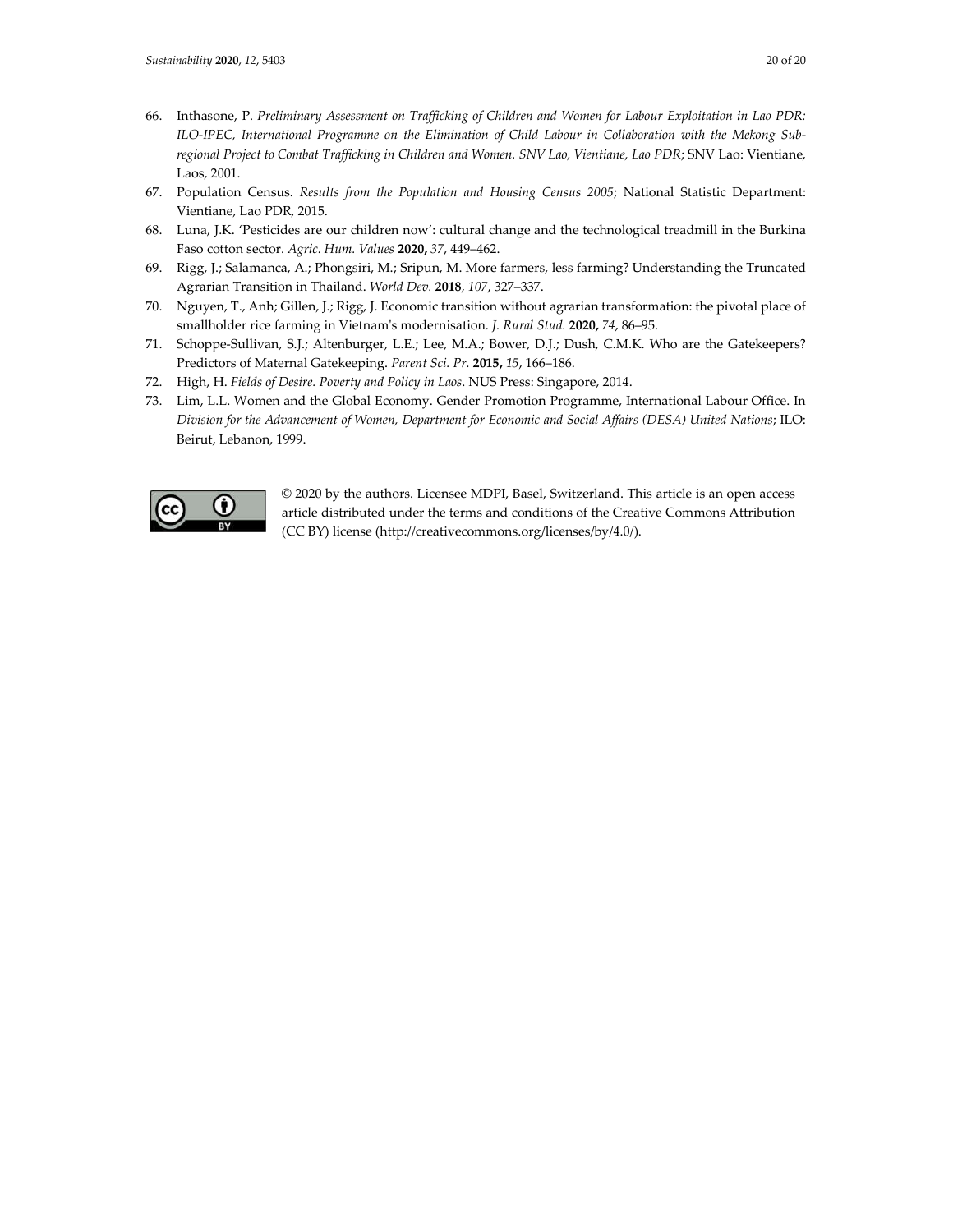66. Inthasone, P. *Preliminary Assessment on Trafficking of Children and Women for Labour Exploitation in Lao PDR: ILO-IPEC, International Programme on the Elimination of Child Labour in Collaboration with the Mekong Sub-regional Project to Combat Trafficking in Children and Women. SNV Lao, Vientiane, Lao PDR*; SNV Lao: Vientiane, Laos, 2001.
67. Population Census. *Results from the Population and Housing Census 2005*; National Statistic Department: Vientiane, Lao PDR, 2015.
68. Luna, J.K. 'Pesticides are our children now': cultural change and the technological treadmill in the Burkina Faso cotton sector. *Agric. Hum. Values* **2020,** *37*, 449–462.
69. Rigg, J.; Salamanca, A.; Phongsiri, M.; Sripun, M. More farmers, less farming? Understanding the Truncated Agrarian Transition in Thailand. *World Dev.* **2018**, *107*, 327–337.
70. Nguyen, T., Anh; Gillen, J.; Rigg, J. Economic transition without agrarian transformation: the pivotal place of smallholder rice farming in Vietnam's modernisation. *J. Rural Stud.* **2020,** *74*, 86–95.
71. Schoppe-Sullivan, S.J.; Altenburger, L.E.; Lee, M.A.; Bower, D.J.; Dush, C.M.K. Who are the Gatekeepers? Predictors of Maternal Gatekeeping. *Parent Sci. Pr.* **2015,** *15*, 166–186.
72. High, H. *Fields of Desire. Poverty and Policy in Laos*. NUS Press: Singapore, 2014.
73. Lim, L.L. Women and the Global Economy. Gender Promotion Programme, International Labour Office. In *Division for the Advancement of Women, Department for Economic and Social Affairs (DESA) United Nations*; ILO: Beirut, Lebanon, 1999.

© 2020 by the authors. Licensee MDPI, Basel, Switzerland. This article is an open access article distributed under the terms and conditions of the Creative Commons Attribution (CC BY) license (http://creativecommons.org/licenses/by/4.0/).